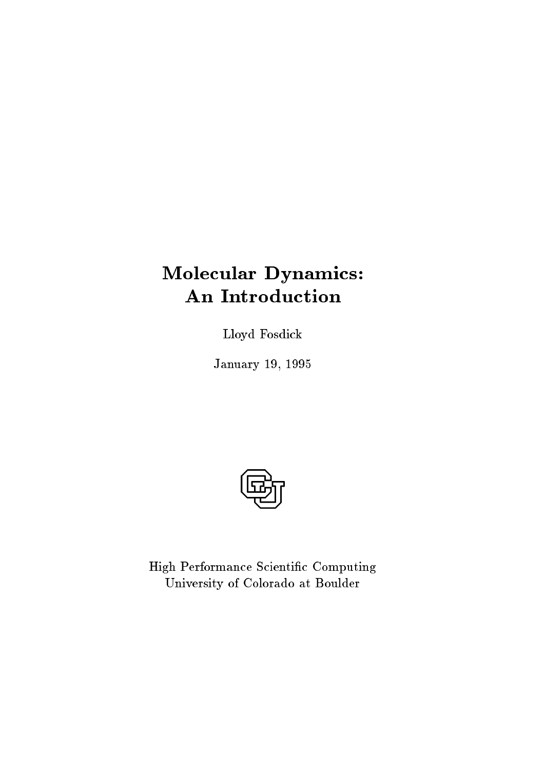# Molecular Dynamics: An Introduction

Lloyd Fosdick

January 19, 1995

High Performance Scientific Computing
University of Colorado at Boulder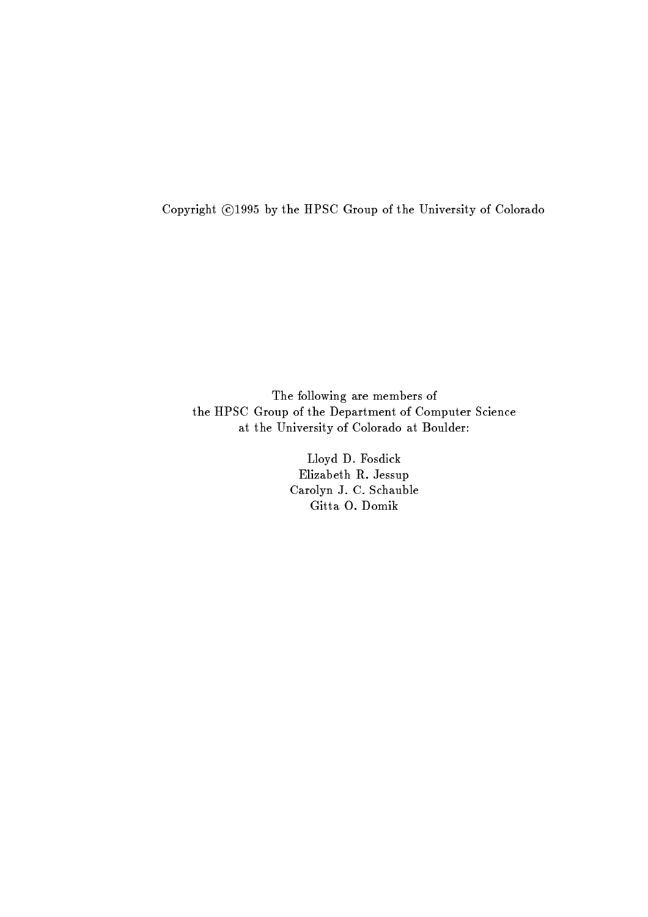Copyright ©1995 by the HPSC Group of the University of Colorado

The following are members of
the HPSC Group of the Department of Computer Science
at the University of Colorado at Boulder:

Lloyd D. Fosdick
Elizabeth R. Jessup
Carolyn J. C. Schauble
Gitta O. Domik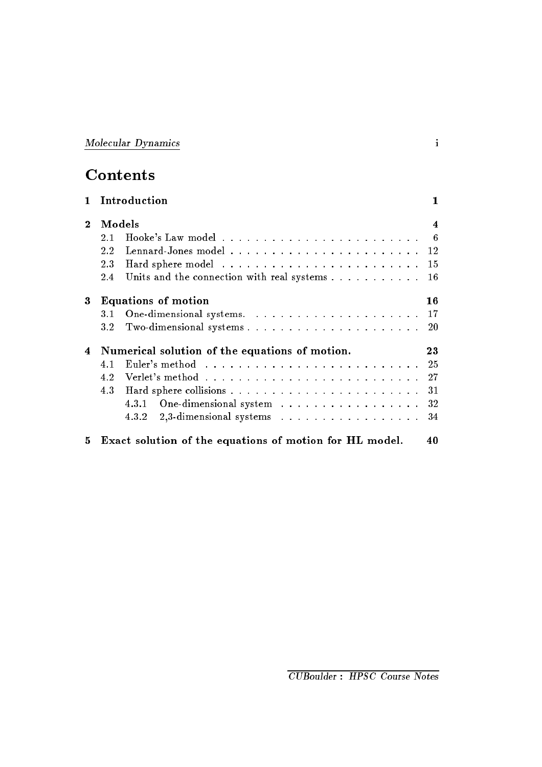# Contents

1 Introduction — 1

2 Models — 4
- 2.1 Hooke's Law model — 6
- 2.2 Lennard-Jones model — 12
- 2.3 Hard sphere model — 15
- 2.4 Units and the connection with real systems — 16

3 Equations of motion — 16
- 3.1 One-dimensional systems. — 17
- 3.2 Two-dimensional systems — 20

4 Numerical solution of the equations of motion. — 23
- 4.1 Euler's method — 25
- 4.2 Verlet's method — 27
- 4.3 Hard sphere collisions — 31
  - 4.3.1 One-dimensional system — 32
  - 4.3.2 2,3-dimensional systems — 34

5 Exact solution of the equations of motion for HL model. — 40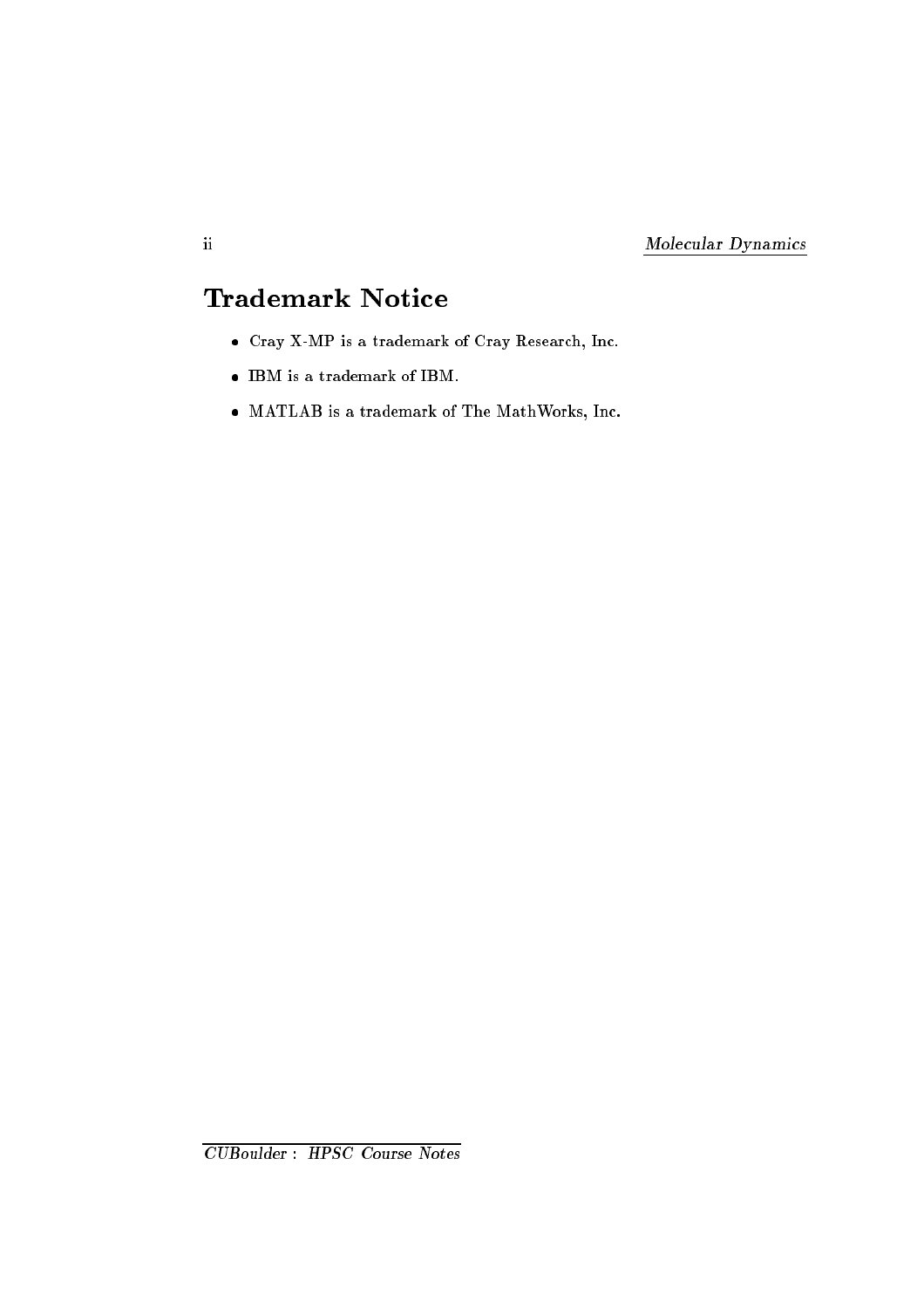# Trademark Notice

- Cray X-MP is a trademark of Cray Research, Inc.
- IBM is a trademark of IBM.
- MATLAB is a trademark of The MathWorks, Inc.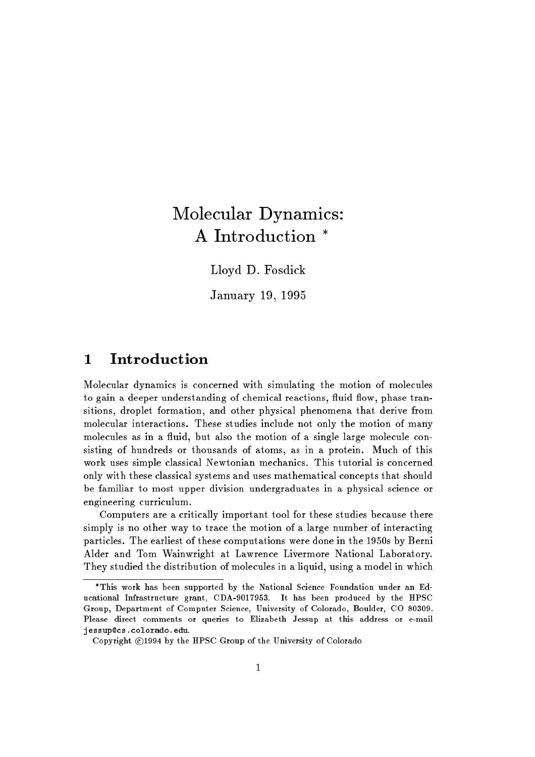# Molecular Dynamics: A Introduction *

Lloyd D. Fosdick

January 19, 1995

## 1 Introduction

Molecular dynamics is concerned with simulating the motion of molecules to gain a deeper understanding of chemical reactions, fluid flow, phase transitions, droplet formation, and other physical phenomena that derive from molecular interactions. These studies include not only the motion of many molecules as in a fluid, but also the motion of a single large molecule consisting of hundreds or thousands of atoms, as in a protein. Much of this work uses simple classical Newtonian mechanics. This tutorial is concerned only with these classical systems and uses mathematical concepts that should be familiar to most upper division undergraduates in a physical science or engineering curriculum.

Computers are a critically important tool for these studies because there simply is no other way to trace the motion of a large number of interacting particles. The earliest of these computations were done in the 1950s by Berni Alder and Tom Wainwright at Lawrence Livermore National Laboratory. They studied the distribution of molecules in a liquid, using a model in which

---

*This work has been supported by the National Science Foundation under an Educational Infrastructure grant, CDA-9017953. It has been produced by the HPSC Group, Department of Computer Science, University of Colorado, Boulder, CO 80309. Please direct comments or queries to Elizabeth Jessup at this address or e-mail jessup@cs.colorado.edu.

Copyright ©1994 by the HPSC Group of the University of Colorado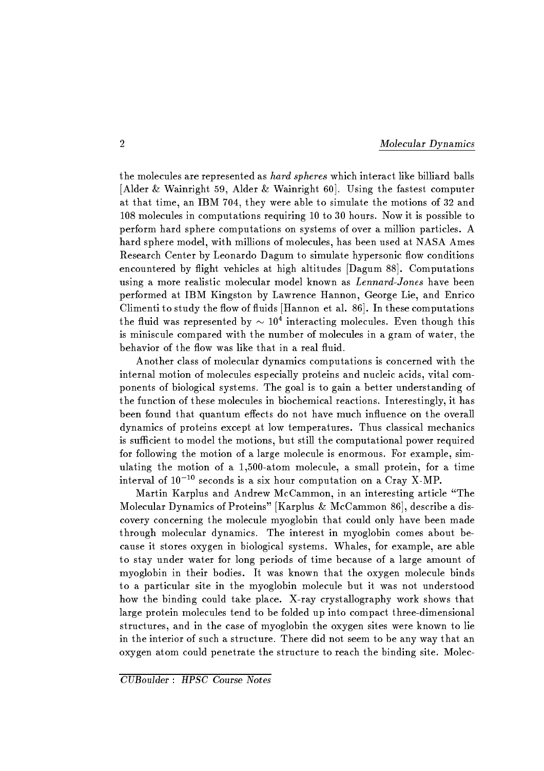the molecules are represented as *hard spheres* which interact like billiard balls [Alder & Wainright 59, Alder & Wainright 60]. Using the fastest computer at that time, an IBM 704, they were able to simulate the motions of 32 and 108 molecules in computations requiring 10 to 30 hours. Now it is possible to perform hard sphere computations on systems of over a million particles. A hard sphere model, with millions of molecules, has been used at NASA Ames Research Center by Leonardo Dagum to simulate hypersonic flow conditions encountered by flight vehicles at high altitudes [Dagum 88]. Computations using a more realistic molecular model known as *Lennard-Jones* have been performed at IBM Kingston by Lawrence Hannon, George Lie, and Enrico Climenti to study the flow of fluids [Hannon et al. 86]. In these computations the fluid was represented by $\sim 10^4$ interacting molecules. Even though this is miniscule compared with the number of molecules in a gram of water, the behavior of the flow was like that in a real fluid.

Another class of molecular dynamics computations is concerned with the internal motion of molecules especially proteins and nucleic acids, vital components of biological systems. The goal is to gain a better understanding of the function of these molecules in biochemical reactions. Interestingly, it has been found that quantum effects do not have much influence on the overall dynamics of proteins except at low temperatures. Thus classical mechanics is sufficient to model the motions, but still the computational power required for following the motion of a large molecule is enormous. For example, simulating the motion of a 1,500-atom molecule, a small protein, for a time interval of $10^{-10}$ seconds is a six hour computation on a Cray X-MP.

Martin Karplus and Andrew McCammon, in an interesting article "The Molecular Dynamics of Proteins" [Karplus & McCammon 86], describe a discovery concerning the molecule myoglobin that could only have been made through molecular dynamics. The interest in myoglobin comes about because it stores oxygen in biological systems. Whales, for example, are able to stay under water for long periods of time because of a large amount of myoglobin in their bodies. It was known that the oxygen molecule binds to a particular site in the myoglobin molecule but it was not understood how the binding could take place. X-ray crystallography work shows that large protein molecules tend to be folded up into compact three-dimensional structures, and in the case of myoglobin the oxygen sites were known to lie in the interior of such a structure. There did not seem to be any way that an oxygen atom could penetrate the structure to reach the binding site. Molec-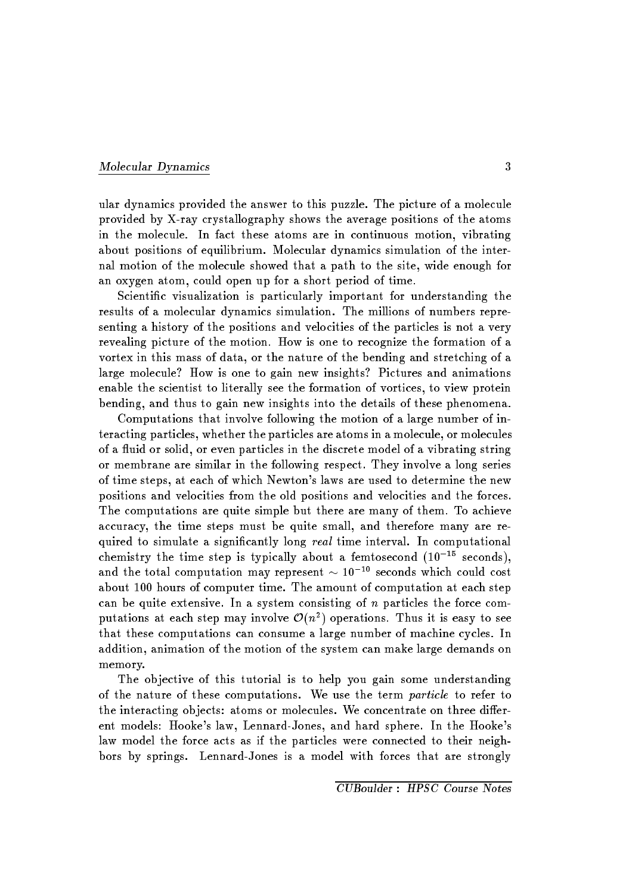ular dynamics provided the answer to this puzzle. The picture of a molecule provided by X-ray crystallography shows the average positions of the atoms in the molecule. In fact these atoms are in continuous motion, vibrating about positions of equilibrium. Molecular dynamics simulation of the internal motion of the molecule showed that a path to the site, wide enough for an oxygen atom, could open up for a short period of time.

Scientific visualization is particularly important for understanding the results of a molecular dynamics simulation. The millions of numbers representing a history of the positions and velocities of the particles is not a very revealing picture of the motion. How is one to recognize the formation of a vortex in this mass of data, or the nature of the bending and stretching of a large molecule? How is one to gain new insights? Pictures and animations enable the scientist to literally see the formation of vortices, to view protein bending, and thus to gain new insights into the details of these phenomena.

Computations that involve following the motion of a large number of interacting particles, whether the particles are atoms in a molecule, or molecules of a fluid or solid, or even particles in the discrete model of a vibrating string or membrane are similar in the following respect. They involve a long series of time steps, at each of which Newton's laws are used to determine the new positions and velocities from the old positions and velocities and the forces. The computations are quite simple but there are many of them. To achieve accuracy, the time steps must be quite small, and therefore many are required to simulate a significantly long *real* time interval. In computational chemistry the time step is typically about a femtosecond ($10^{-15}$ seconds), and the total computation may represent $\sim 10^{-10}$ seconds which could cost about 100 hours of computer time. The amount of computation at each step can be quite extensive. In a system consisting of $n$ particles the force computations at each step may involve $\mathcal{O}(n^2)$ operations. Thus it is easy to see that these computations can consume a large number of machine cycles. In addition, animation of the motion of the system can make large demands on memory.

The objective of this tutorial is to help you gain some understanding of the nature of these computations. We use the term *particle* to refer to the interacting objects: atoms or molecules. We concentrate on three different models: Hooke's law, Lennard-Jones, and hard sphere. In the Hooke's law model the force acts as if the particles were connected to their neighbors by springs. Lennard-Jones is a model with forces that are strongly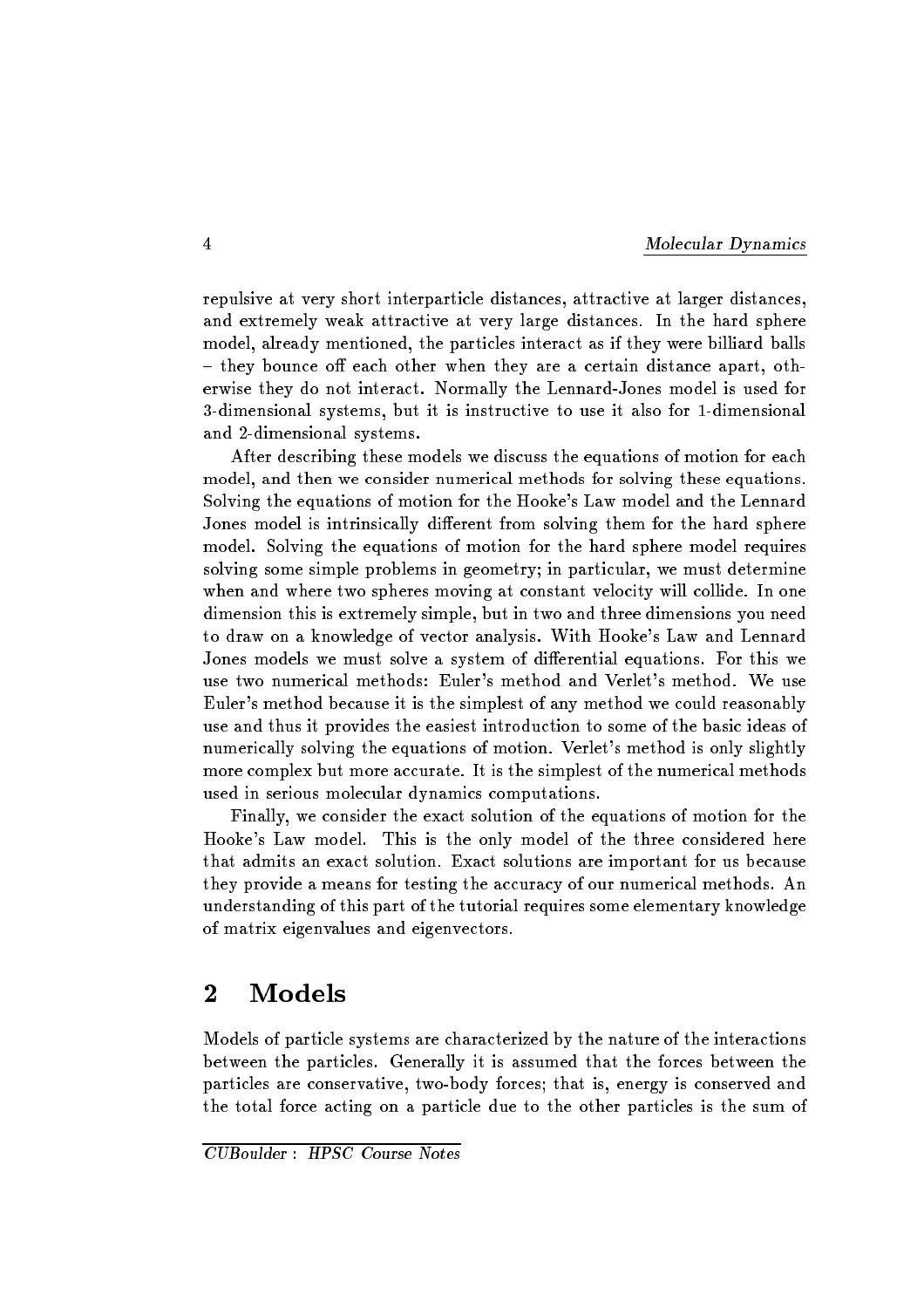repulsive at very short interparticle distances, attractive at larger distances, and extremely weak attractive at very large distances. In the hard sphere model, already mentioned, the particles interact as if they were billiard balls – they bounce off each other when they are a certain distance apart, otherwise they do not interact. Normally the Lennard-Jones model is used for 3-dimensional systems, but it is instructive to use it also for 1-dimensional and 2-dimensional systems.

After describing these models we discuss the equations of motion for each model, and then we consider numerical methods for solving these equations. Solving the equations of motion for the Hooke's Law model and the Lennard Jones model is intrinsically different from solving them for the hard sphere model. Solving the equations of motion for the hard sphere model requires solving some simple problems in geometry; in particular, we must determine when and where two spheres moving at constant velocity will collide. In one dimension this is extremely simple, but in two and three dimensions you need to draw on a knowledge of vector analysis. With Hooke's Law and Lennard Jones models we must solve a system of differential equations. For this we use two numerical methods: Euler's method and Verlet's method. We use Euler's method because it is the simplest of any method we could reasonably use and thus it provides the easiest introduction to some of the basic ideas of numerically solving the equations of motion. Verlet's method is only slightly more complex but more accurate. It is the simplest of the numerical methods used in serious molecular dynamics computations.

Finally, we consider the exact solution of the equations of motion for the Hooke's Law model. This is the only model of the three considered here that admits an exact solution. Exact solutions are important for us because they provide a means for testing the accuracy of our numerical methods. An understanding of this part of the tutorial requires some elementary knowledge of matrix eigenvalues and eigenvectors.

## 2 Models

Models of particle systems are characterized by the nature of the interactions between the particles. Generally it is assumed that the forces between the particles are conservative, two-body forces; that is, energy is conserved and the total force acting on a particle due to the other particles is the sum of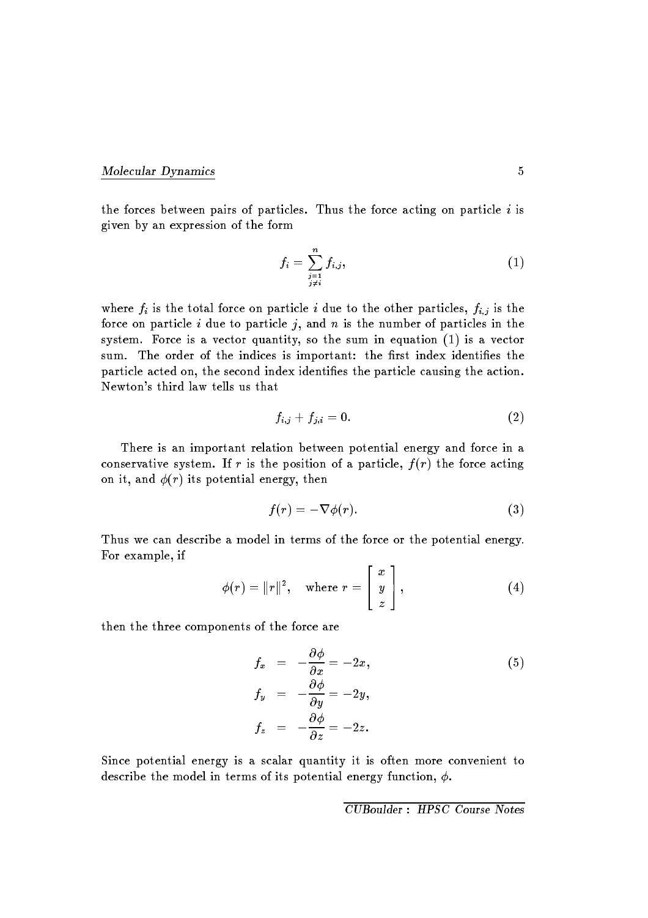the forces between pairs of particles. Thus the force acting on particle $i$ is given by an expression of the form

$$f_i = \sum_{\substack{j=1 \\ j \neq i}}^{n} f_{i,j}, \tag{1}$$

where $f_i$ is the total force on particle $i$ due to the other particles, $f_{i,j}$ is the force on particle $i$ due to particle $j$, and $n$ is the number of particles in the system. Force is a vector quantity, so the sum in equation (1) is a vector sum. The order of the indices is important: the first index identifies the particle acted on, the second index identifies the particle causing the action. Newton's third law tells us that

$$f_{i,j} + f_{j,i} = 0. \tag{2}$$

There is an important relation between potential energy and force in a conservative system. If $r$ is the position of a particle, $f(r)$ the force acting on it, and $\phi(r)$ its potential energy, then

$$f(r) = -\nabla \phi(r). \tag{3}$$

Thus we can describe a model in terms of the force or the potential energy. For example, if

$$\phi(r) = \|r\|^2, \quad \text{where } r = \begin{bmatrix} x \\ y \\ z \end{bmatrix}, \tag{4}$$

then the three components of the force are

$$\begin{aligned} f_x &= -\frac{\partial \phi}{\partial x} = -2x, \\ f_y &= -\frac{\partial \phi}{\partial y} = -2y, \\ f_z &= -\frac{\partial \phi}{\partial z} = -2z. \end{aligned} \tag{5}$$

Since potential energy is a scalar quantity it is often more convenient to describe the model in terms of its potential energy function, $\phi$.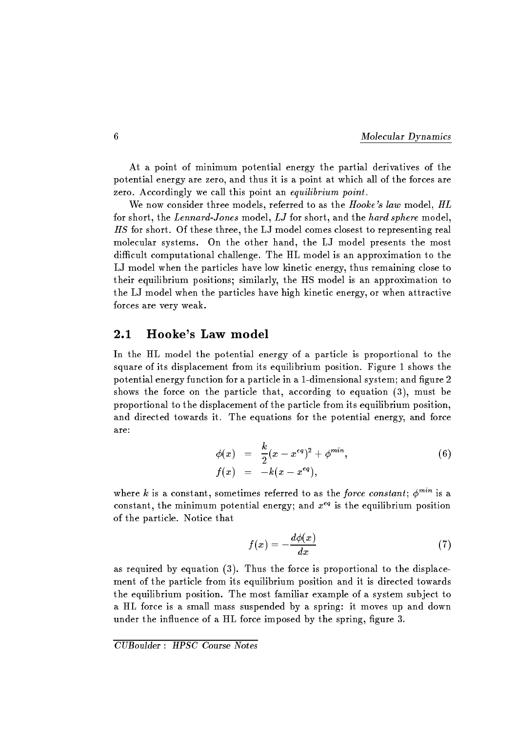At a point of minimum potential energy the partial derivatives of the potential energy are zero, and thus it is a point at which all of the forces are zero. Accordingly we call this point an *equilibrium point*.

We now consider three models, referred to as the *Hooke's law* model, *HL* for short, the *Lennard-Jones* model, *LJ* for short, and the *hard sphere* model, *HS* for short. Of these three, the LJ model comes closest to representing real molecular systems. On the other hand, the LJ model presents the most difficult computational challenge. The HL model is an approximation to the LJ model when the particles have low kinetic energy, thus remaining close to their equilibrium positions; similarly, the HS model is an approximation to the LJ model when the particles have high kinetic energy, or when attractive forces are very weak.

## 2.1 Hooke's Law model

In the HL model the potential energy of a particle is proportional to the square of its displacement from its equilibrium position. Figure 1 shows the potential energy function for a particle in a 1-dimensional system; and figure 2 shows the force on the particle that, according to equation (3), must be proportional to the displacement of the particle from its equilibrium position, and directed towards it. The equations for the potential energy, and force are:

$$\begin{aligned}
\phi(x) &= \frac{k}{2}(x - x^{eq})^2 + \phi^{min}, \qquad (6)\\
f(x) &= -k(x - x^{eq}),
\end{aligned}$$

where $k$ is a constant, sometimes referred to as the *force constant*; $\phi^{min}$ is a constant, the minimum potential energy; and $x^{eq}$ is the equilibrium position of the particle. Notice that

$$f(x) = -\frac{d\phi(x)}{dx} \qquad (7)$$

as required by equation (3). Thus the force is proportional to the displacement of the particle from its equilibrium position and it is directed towards the equilibrium position. The most familiar example of a system subject to a HL force is a small mass suspended by a spring: it moves up and down under the influence of a HL force imposed by the spring, figure 3.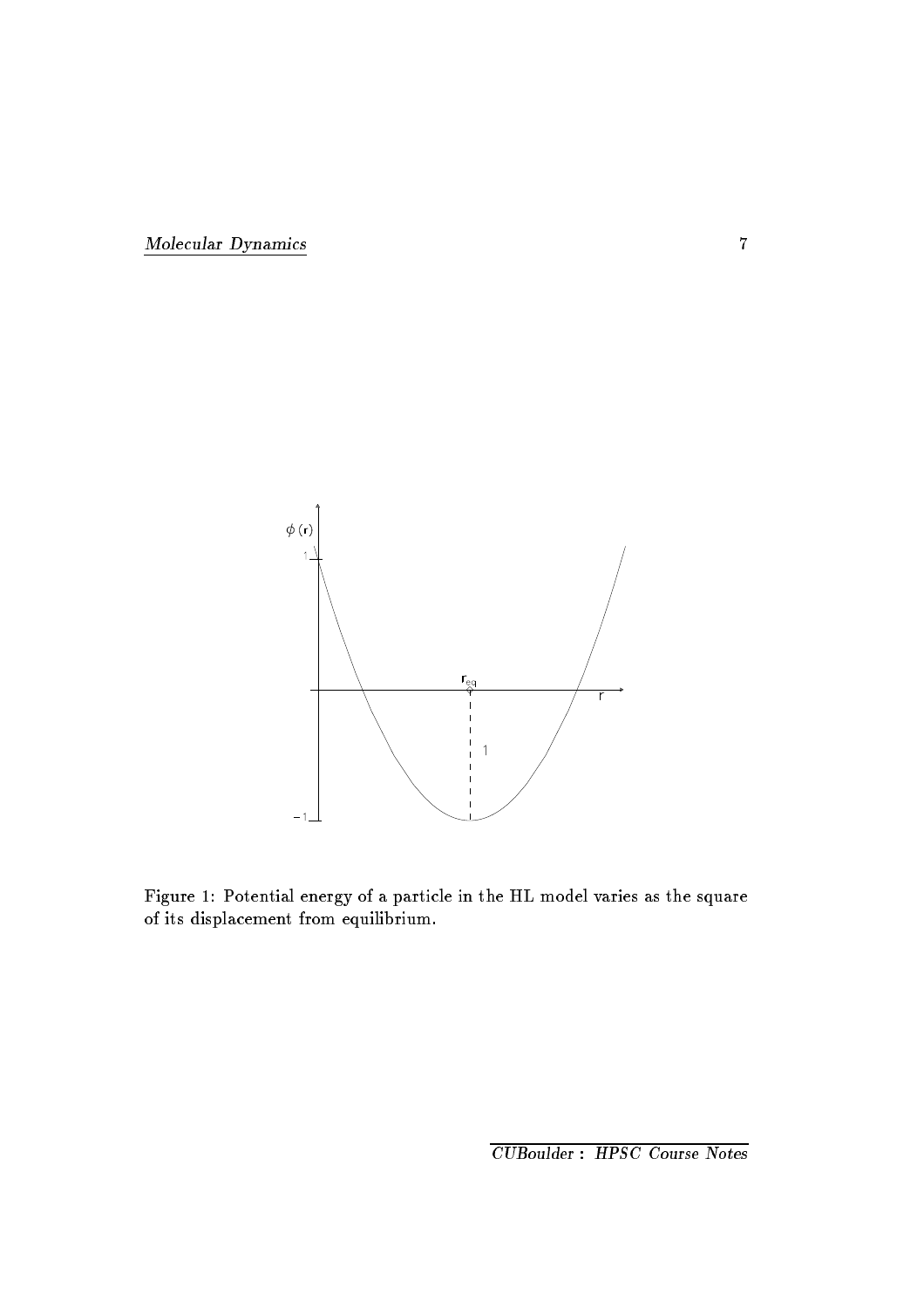Figure 1: Potential energy of a particle in the HL model varies as the square of its displacement from equilibrium.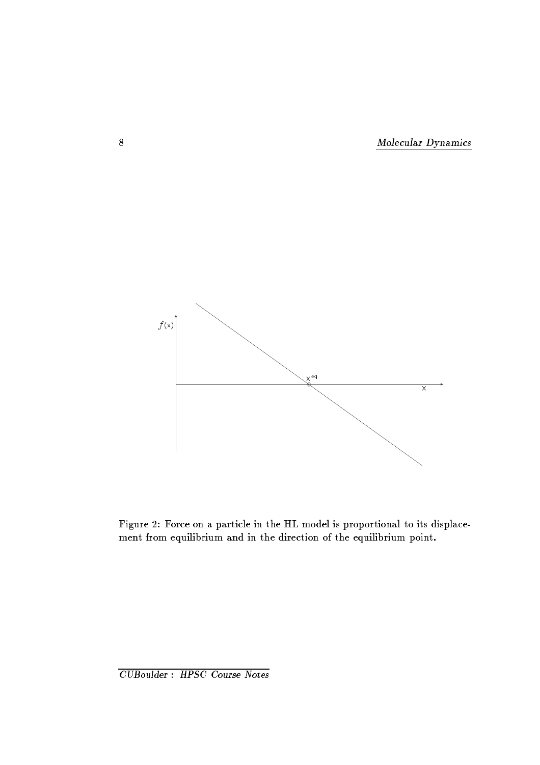Figure 2: Force on a particle in the HL model is proportional to its displacement from equilibrium and in the direction of the equilibrium point.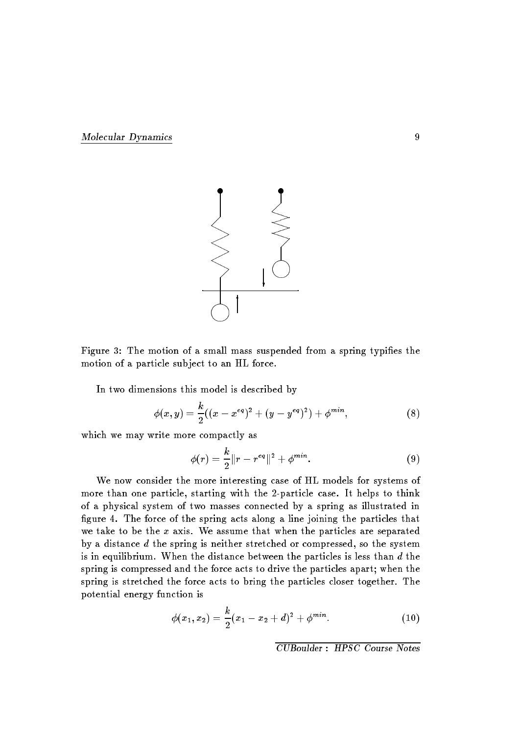Figure 3: The motion of a small mass suspended from a spring typifies the motion of a particle subject to an HL force.

In two dimensions this model is described by

$$\phi(x, y) = \frac{k}{2}((x - x^{eq})^2 + (y - y^{eq})^2) + \phi^{min}, \tag{8}$$

which we may write more compactly as

$$\phi(r) = \frac{k}{2}\|r - r^{eq}\|^2 + \phi^{min}. \tag{9}$$

We now consider the more interesting case of HL models for systems of more than one particle, starting with the 2-particle case. It helps to think of a physical system of two masses connected by a spring as illustrated in figure 4. The force of the spring acts along a line joining the particles that we take to be the $x$ axis. We assume that when the particles are separated by a distance $d$ the spring is neither stretched or compressed, so the system is in equilibrium. When the distance between the particles is less than $d$ the spring is compressed and the force acts to drive the particles apart; when the spring is stretched the force acts to bring the particles closer together. The potential energy function is

$$\phi(x_1, x_2) = \frac{k}{2}(x_1 - x_2 + d)^2 + \phi^{min}. \tag{10}$$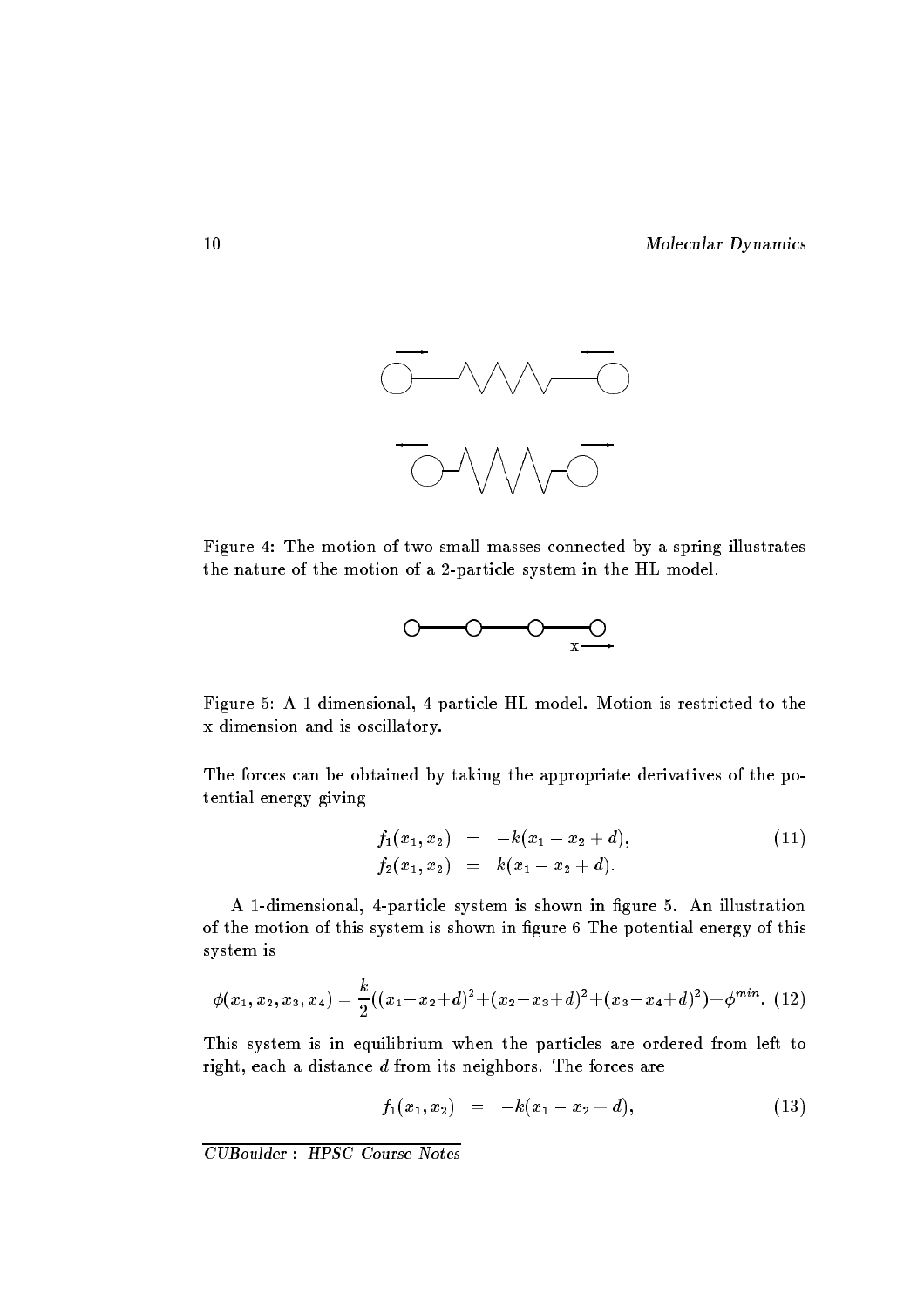Figure 4: The motion of two small masses connected by a spring illustrates the nature of the motion of a 2-particle system in the HL model.

Figure 5: A 1-dimensional, 4-particle HL model. Motion is restricted to the x dimension and is oscillatory.

The forces can be obtained by taking the appropriate derivatives of the potential energy giving

$$
\begin{aligned}
f_1(x_1, x_2) &= -k(x_1 - x_2 + d), \\
f_2(x_1, x_2) &= k(x_1 - x_2 + d).
\end{aligned} \tag{11}
$$

A 1-dimensional, 4-particle system is shown in figure 5. An illustration of the motion of this system is shown in figure 6 The potential energy of this system is

$$
\phi(x_1, x_2, x_3, x_4) = \frac{k}{2}((x_1 - x_2 + d)^2 + (x_2 - x_3 + d)^2 + (x_3 - x_4 + d)^2) + \phi^{min}. \tag{12}
$$

This system is in equilibrium when the particles are ordered from left to right, each a distance $d$ from its neighbors. The forces are

$$
f_1(x_1, x_2) = -k(x_1 - x_2 + d), \tag{13}
$$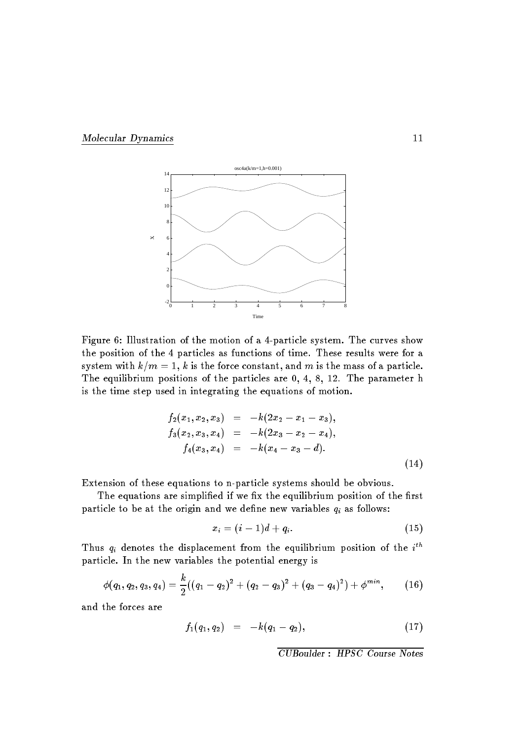Figure 6: Illustration of the motion of a 4-particle system. The curves show the position of the 4 particles as functions of time. These results were for a system with $k/m = 1$, $k$ is the force constant, and $m$ is the mass of a particle. The equilibrium positions of the particles are 0, 4, 8, 12. The parameter h is the time step used in integrating the equations of motion.

$$
\begin{aligned}
f_2(x_1, x_2, x_3) &= -k(2x_2 - x_1 - x_3), \\
f_3(x_2, x_3, x_4) &= -k(2x_3 - x_2 - x_4), \\
f_4(x_3, x_4) &= -k(x_4 - x_3 - d).
\end{aligned}
\tag{14}
$$

Extension of these equations to n-particle systems should be obvious.

The equations are simplified if we fix the equilibrium position of the first particle to be at the origin and we define new variables $q_i$ as follows:

$$
x_i = (i-1)d + q_i. \tag{15}
$$

Thus $q_i$ denotes the displacement from the equilibrium position of the $i^{th}$ particle. In the new variables the potential energy is

$$
\phi(q_1, q_2, q_3, q_4) = \frac{k}{2}\left((q_1 - q_2)^2 + (q_2 - q_3)^2 + (q_3 - q_4)^2\right) + \phi^{min}, \tag{16}
$$

and the forces are

$$
f_1(q_1, q_2) = -k(q_1 - q_2), \tag{17}
$$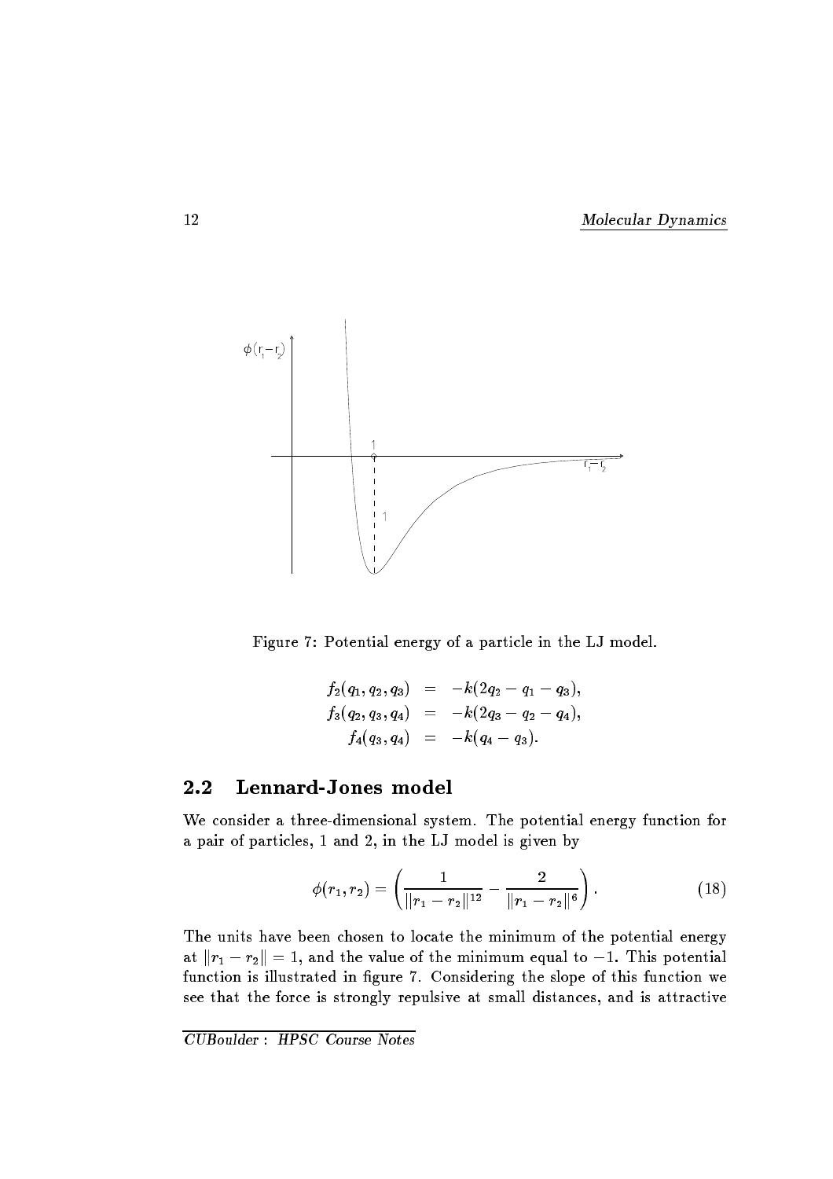Figure 7: Potential energy of a particle in the LJ model.

$$
\begin{aligned}
f_2(q_1, q_2, q_3) &= -k(2q_2 - q_1 - q_3), \\
f_3(q_2, q_3, q_4) &= -k(2q_3 - q_2 - q_4), \\
f_4(q_3, q_4) &= -k(q_4 - q_3).
\end{aligned}
$$

## 2.2 Lennard-Jones model

We consider a three-dimensional system. The potential energy function for a pair of particles, 1 and 2, in the LJ model is given by

$$
\phi(r_1, r_2) = \left( \frac{1}{\|r_1 - r_2\|^{12}} - \frac{2}{\|r_1 - r_2\|^6} \right). \tag{18}
$$

The units have been chosen to locate the minimum of the potential energy at $\|r_1 - r_2\| = 1$, and the value of the minimum equal to $-1$. This potential function is illustrated in figure 7. Considering the slope of this function we see that the force is strongly repulsive at small distances, and is attractive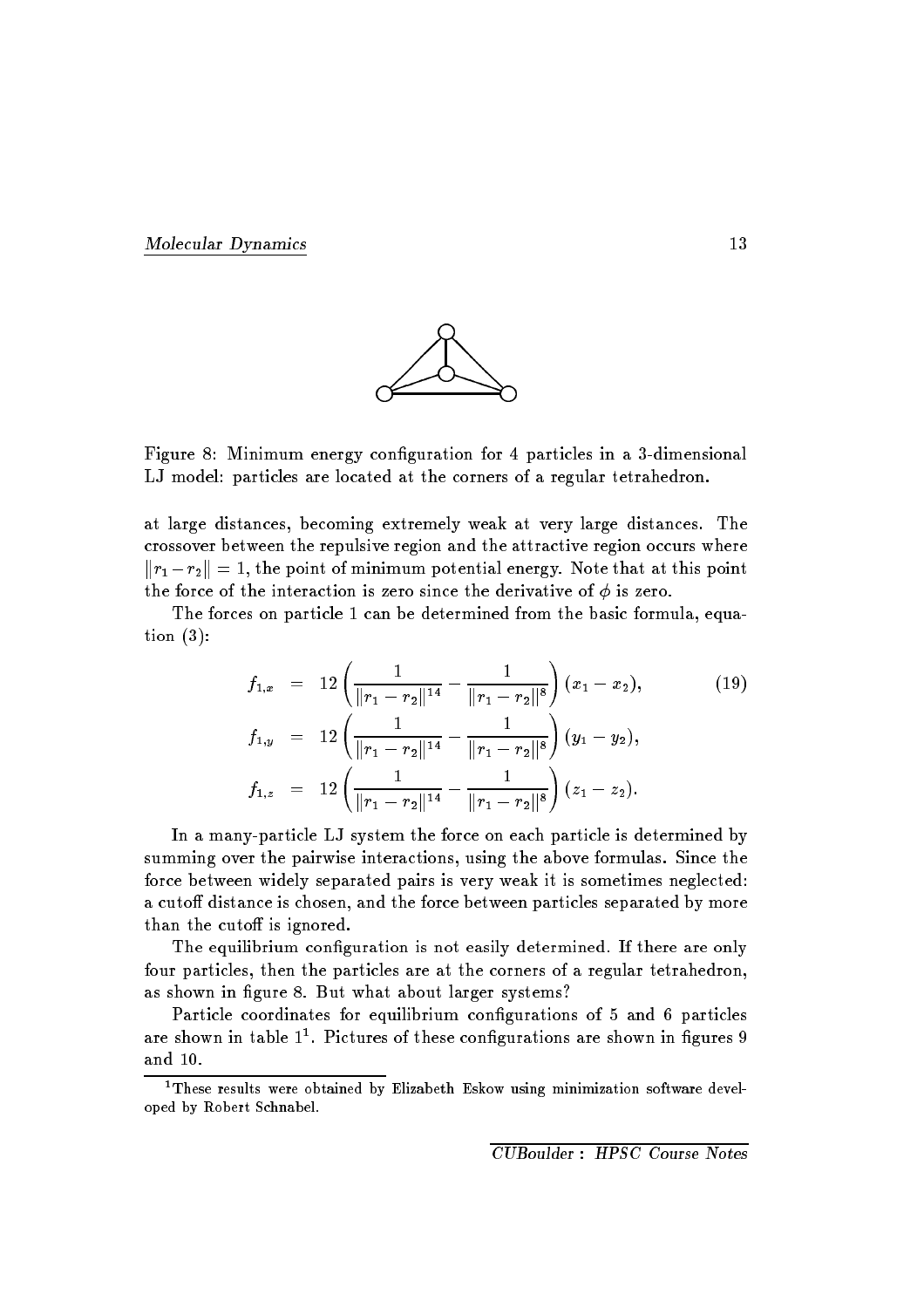Figure 8: Minimum energy configuration for 4 particles in a 3-dimensional LJ model: particles are located at the corners of a regular tetrahedron.

at large distances, becoming extremely weak at very large distances. The crossover between the repulsive region and the attractive region occurs where $\|r_1 - r_2\| = 1$, the point of minimum potential energy. Note that at this point the force of the interaction is zero since the derivative of $\phi$ is zero.

The forces on particle 1 can be determined from the basic formula, equation (3):

$$
\begin{aligned}
f_{1,x} &= 12\left(\frac{1}{\|r_1 - r_2\|^{14}} - \frac{1}{\|r_1 - r_2\|^{8}}\right)(x_1 - x_2), \qquad (19)\\
f_{1,y} &= 12\left(\frac{1}{\|r_1 - r_2\|^{14}} - \frac{1}{\|r_1 - r_2\|^{8}}\right)(y_1 - y_2),\\
f_{1,z} &= 12\left(\frac{1}{\|r_1 - r_2\|^{14}} - \frac{1}{\|r_1 - r_2\|^{8}}\right)(z_1 - z_2).
\end{aligned}
$$

In a many-particle LJ system the force on each particle is determined by summing over the pairwise interactions, using the above formulas. Since the force between widely separated pairs is very weak it is sometimes neglected: a cutoff distance is chosen, and the force between particles separated by more than the cutoff is ignored.

The equilibrium configuration is not easily determined. If there are only four particles, then the particles are at the corners of a regular tetrahedron, as shown in figure 8. But what about larger systems?

Particle coordinates for equilibrium configurations of 5 and 6 particles are shown in table 1[1]. Pictures of these configurations are shown in figures 9 and 10.

[1] These results were obtained by Elizabeth Eskow using minimization software developed by Robert Schnabel.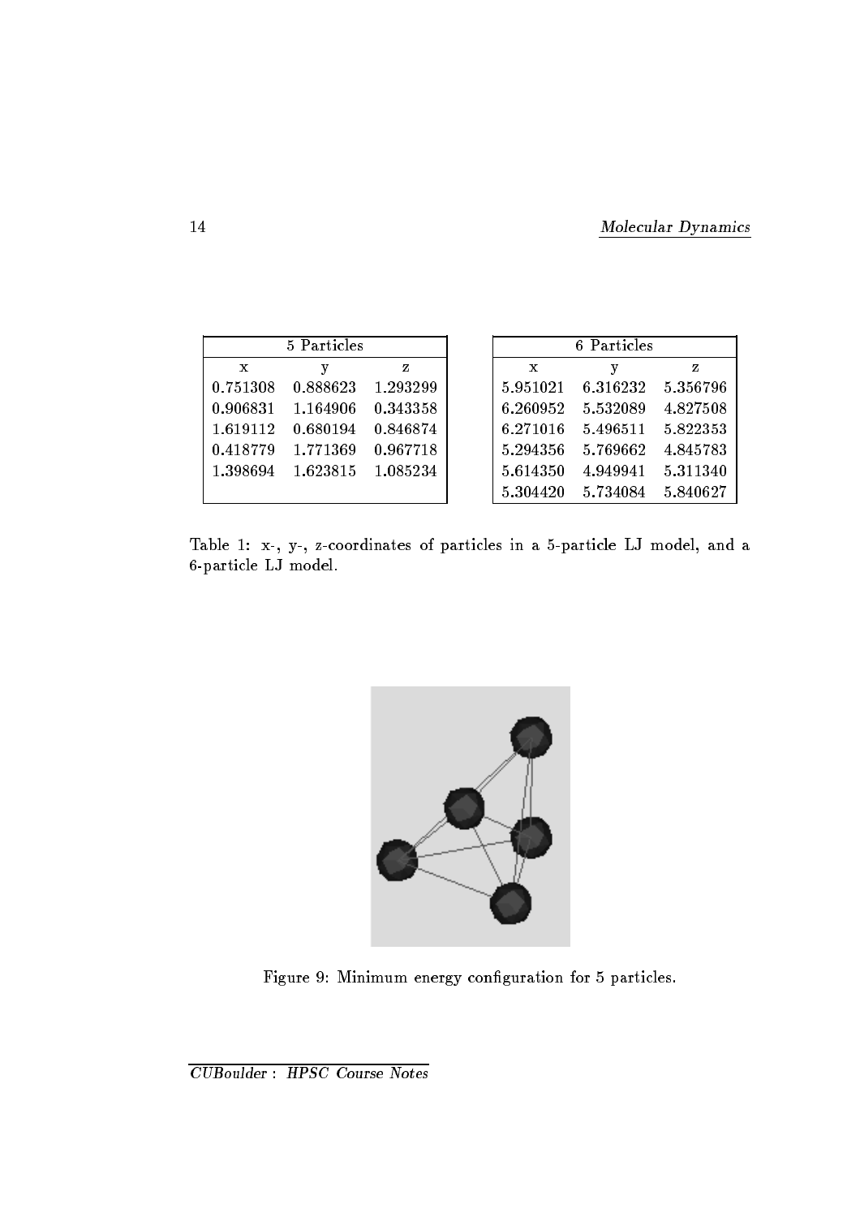| 5 Particles | | |
|---|---|---|
| x | y | z |
| 0.751308 | 0.888623 | 1.293299 |
| 0.906831 | 1.164906 | 0.343358 |
| 1.619112 | 0.680194 | 0.846874 |
| 0.418779 | 1.771369 | 0.967718 |
| 1.398694 | 1.623815 | 1.085234 |

| 6 Particles | | |
|---|---|---|
| x | y | z |
| 5.951021 | 6.316232 | 5.356796 |
| 6.260952 | 5.532089 | 4.827508 |
| 6.271016 | 5.496511 | 5.822353 |
| 5.294356 | 5.769662 | 4.845783 |
| 5.614350 | 4.949941 | 5.311340 |
| 5.304420 | 5.734084 | 5.840627 |

Table 1: x-, y-, z-coordinates of particles in a 5-particle LJ model, and a 6-particle LJ model.

Figure 9: Minimum energy configuration for 5 particles.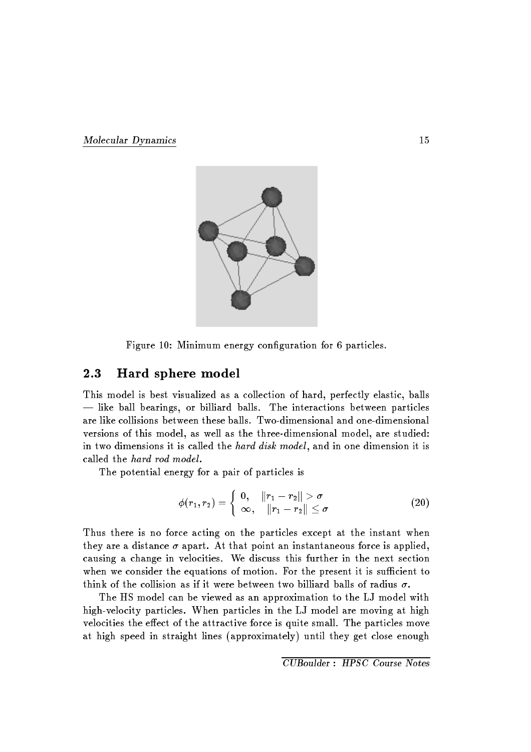Figure 10: Minimum energy configuration for 6 particles.

### 2.3 Hard sphere model

This model is best visualized as a collection of hard, perfectly elastic, balls — like ball bearings, or billiard balls. The interactions between particles are like collisions between these balls. Two-dimensional and one-dimensional versions of this model, as well as the three-dimensional model, are studied: in two dimensions it is called the *hard disk model*, and in one dimension it is called the *hard rod model*.

The potential energy for a pair of particles is

$$\phi(r_1, r_2) = \begin{cases} 0, & \|r_1 - r_2\| > \sigma \\ \infty, & \|r_1 - r_2\| \le \sigma \end{cases} \tag{20}$$

Thus there is no force acting on the particles except at the instant when they are a distance $\sigma$ apart. At that point an instantaneous force is applied, causing a change in velocities. We discuss this further in the next section when we consider the equations of motion. For the present it is sufficient to think of the collision as if it were between two billiard balls of radius $\sigma$.

The HS model can be viewed as an approximation to the LJ model with high-velocity particles. When particles in the LJ model are moving at high velocities the effect of the attractive force is quite small. The particles move at high speed in straight lines (approximately) until they get close enough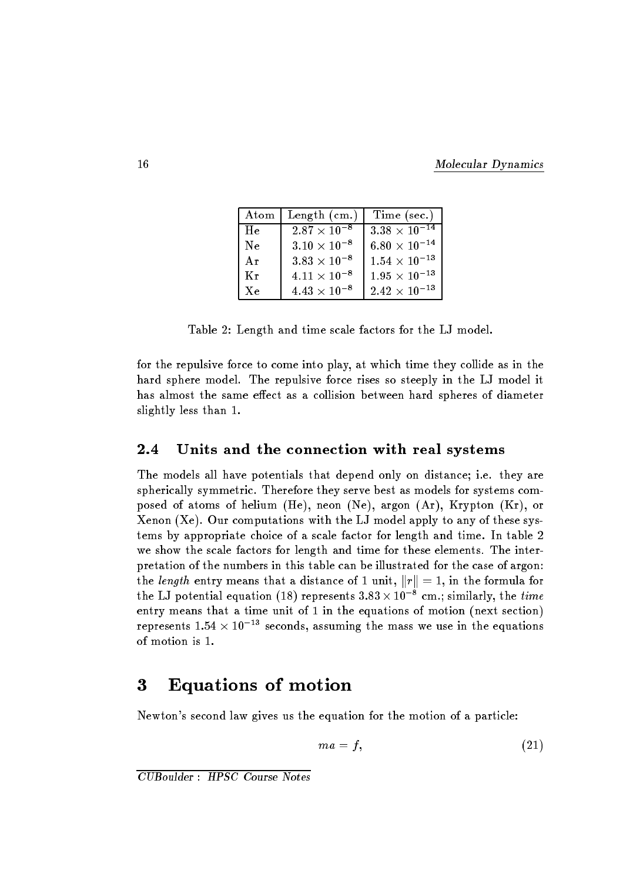| Atom | Length (cm.) | Time (sec.) |
|---|---|---|
| He | $2.87 \times 10^{-8}$ | $3.38 \times 10^{-14}$ |
| Ne | $3.10 \times 10^{-8}$ | $6.80 \times 10^{-14}$ |
| Ar | $3.83 \times 10^{-8}$ | $1.54 \times 10^{-13}$ |
| Kr | $4.11 \times 10^{-8}$ | $1.95 \times 10^{-13}$ |
| Xe | $4.43 \times 10^{-8}$ | $2.42 \times 10^{-13}$ |

Table 2: Length and time scale factors for the LJ model.

for the repulsive force to come into play, at which time they collide as in the hard sphere model. The repulsive force rises so steeply in the LJ model it has almost the same effect as a collision between hard spheres of diameter slightly less than 1.

### 2.4 Units and the connection with real systems

The models all have potentials that depend only on distance; i.e. they are spherically symmetric. Therefore they serve best as models for systems composed of atoms of helium (He), neon (Ne), argon (Ar), Krypton (Kr), or Xenon (Xe). Our computations with the LJ model apply to any of these systems by appropriate choice of a scale factor for length and time. In table 2 we show the scale factors for length and time for these elements. The interpretation of the numbers in this table can be illustrated for the case of argon: the *length* entry means that a distance of 1 unit, $\|r\| = 1$, in the formula for the LJ potential equation (18) represents $3.83 \times 10^{-8}$ cm.; similarly, the *time* entry means that a time unit of 1 in the equations of motion (next section) represents $1.54 \times 10^{-13}$ seconds, assuming the mass we use in the equations of motion is 1.

## 3 Equations of motion

Newton's second law gives us the equation for the motion of a particle:

$$ma = f, \tag{21}$$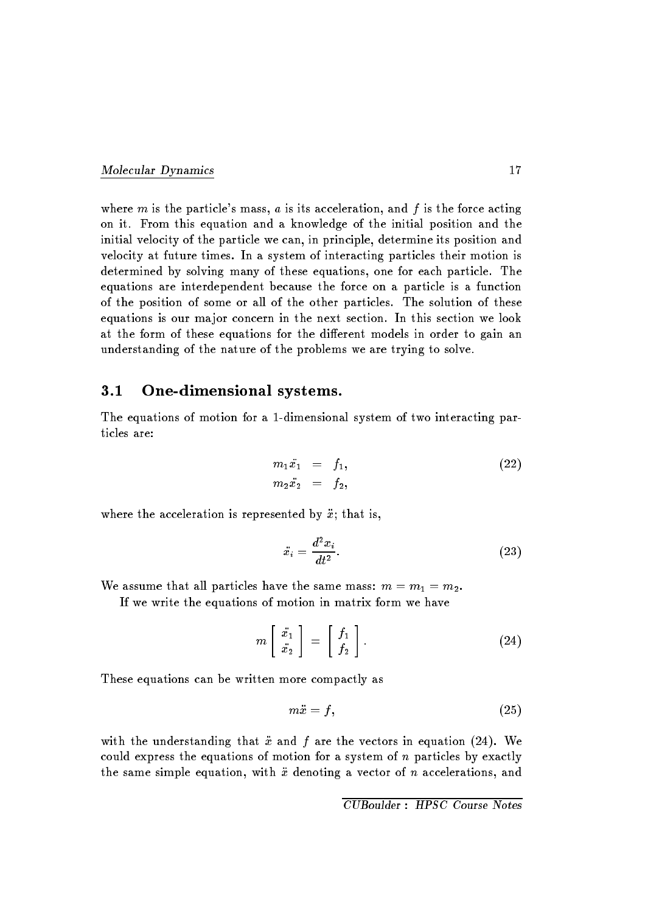where $m$ is the particle's mass, $a$ is its acceleration, and $f$ is the force acting on it. From this equation and a knowledge of the initial position and the initial velocity of the particle we can, in principle, determine its position and velocity at future times. In a system of interacting particles their motion is determined by solving many of these equations, one for each particle. The equations are interdependent because the force on a particle is a function of the position of some or all of the other particles. The solution of these equations is our major concern in the next section. In this section we look at the form of these equations for the different models in order to gain an understanding of the nature of the problems we are trying to solve.

## 3.1 One-dimensional systems.

The equations of motion for a 1-dimensional system of two interacting particles are:

$$\begin{aligned} m_1 \ddot{x}_1 &= f_1, \\ m_2 \ddot{x}_2 &= f_2, \end{aligned} \tag{22}$$

where the acceleration is represented by $\ddot{x}$; that is,

$$\ddot{x}_i = \frac{d^2 x_i}{dt^2}. \tag{23}$$

We assume that all particles have the same mass: $m = m_1 = m_2$.

If we write the equations of motion in matrix form we have

$$m \begin{bmatrix} \ddot{x}_1 \\ \ddot{x}_2 \end{bmatrix} = \begin{bmatrix} f_1 \\ f_2 \end{bmatrix}. \tag{24}$$

These equations can be written more compactly as

$$m\ddot{x} = f, \tag{25}$$

with the understanding that $\ddot{x}$ and $f$ are the vectors in equation (24). We could express the equations of motion for a system of $n$ particles by exactly the same simple equation, with $\ddot{x}$ denoting a vector of $n$ accelerations, and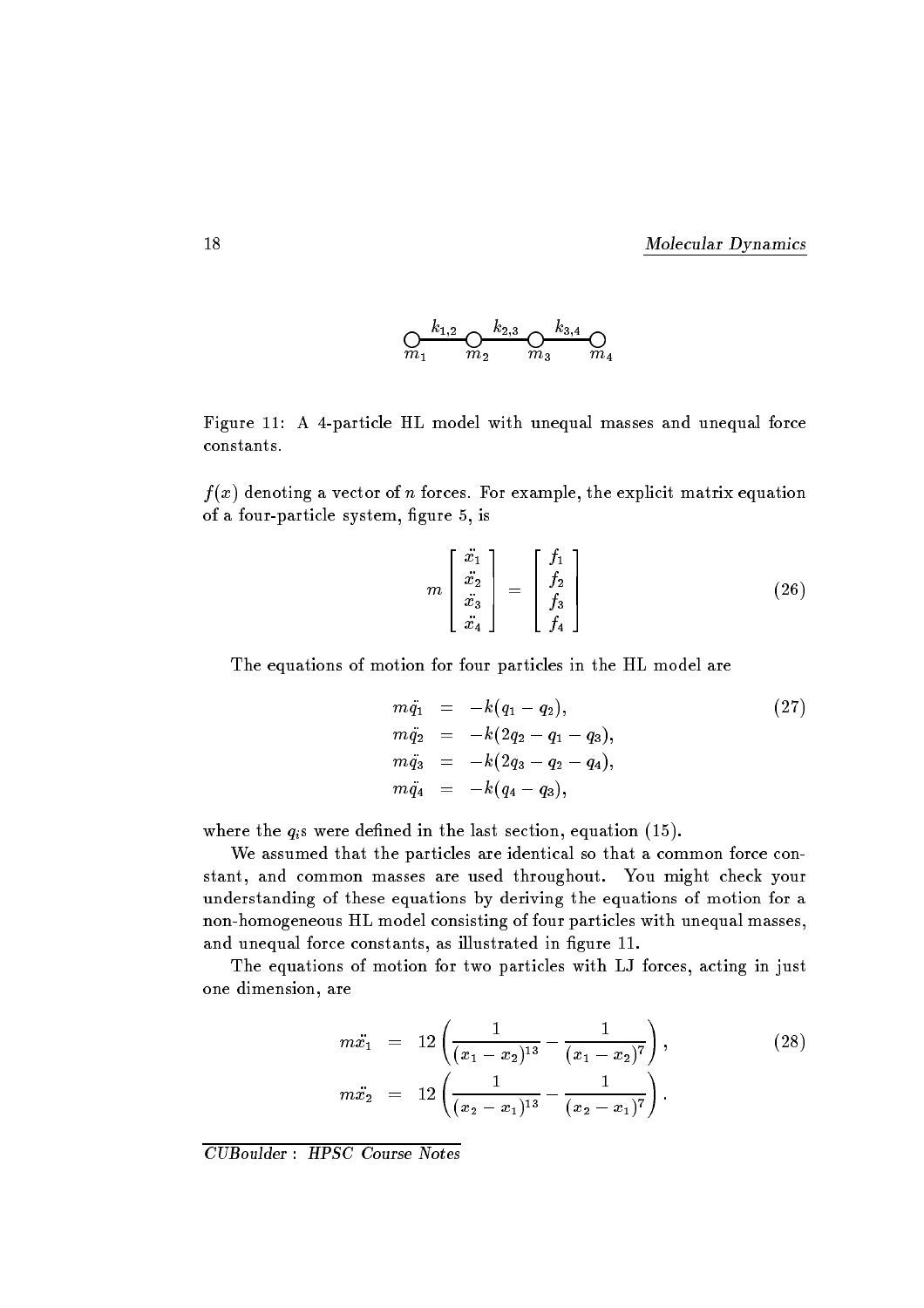Figure 11: A 4-particle HL model with unequal masses and unequal force constants.

$f(x)$ denoting a vector of $n$ forces. For example, the explicit matrix equation of a four-particle system, figure 5, is

$$m \begin{bmatrix} \ddot{x}_1 \\ \ddot{x}_2 \\ \ddot{x}_3 \\ \ddot{x}_4 \end{bmatrix} = \begin{bmatrix} f_1 \\ f_2 \\ f_3 \\ f_4 \end{bmatrix} \tag{26}$$

The equations of motion for four particles in the HL model are

$$\begin{aligned} m\ddot{q}_1 &= -k(q_1 - q_2), \\ m\ddot{q}_2 &= -k(2q_2 - q_1 - q_3), \\ m\ddot{q}_3 &= -k(2q_3 - q_2 - q_4), \\ m\ddot{q}_4 &= -k(q_4 - q_3), \end{aligned} \tag{27}$$

where the $q_i$s were defined in the last section, equation (15).

We assumed that the particles are identical so that a common force constant, and common masses are used throughout. You might check your understanding of these equations by deriving the equations of motion for a non-homogeneous HL model consisting of four particles with unequal masses, and unequal force constants, as illustrated in figure 11.

The equations of motion for two particles with LJ forces, acting in just one dimension, are

$$\begin{aligned} m\ddot{x}_1 &= 12\left(\frac{1}{(x_1 - x_2)^{13}} - \frac{1}{(x_1 - x_2)^7}\right), \\ m\ddot{x}_2 &= 12\left(\frac{1}{(x_2 - x_1)^{13}} - \frac{1}{(x_2 - x_1)^7}\right). \end{aligned} \tag{28}$$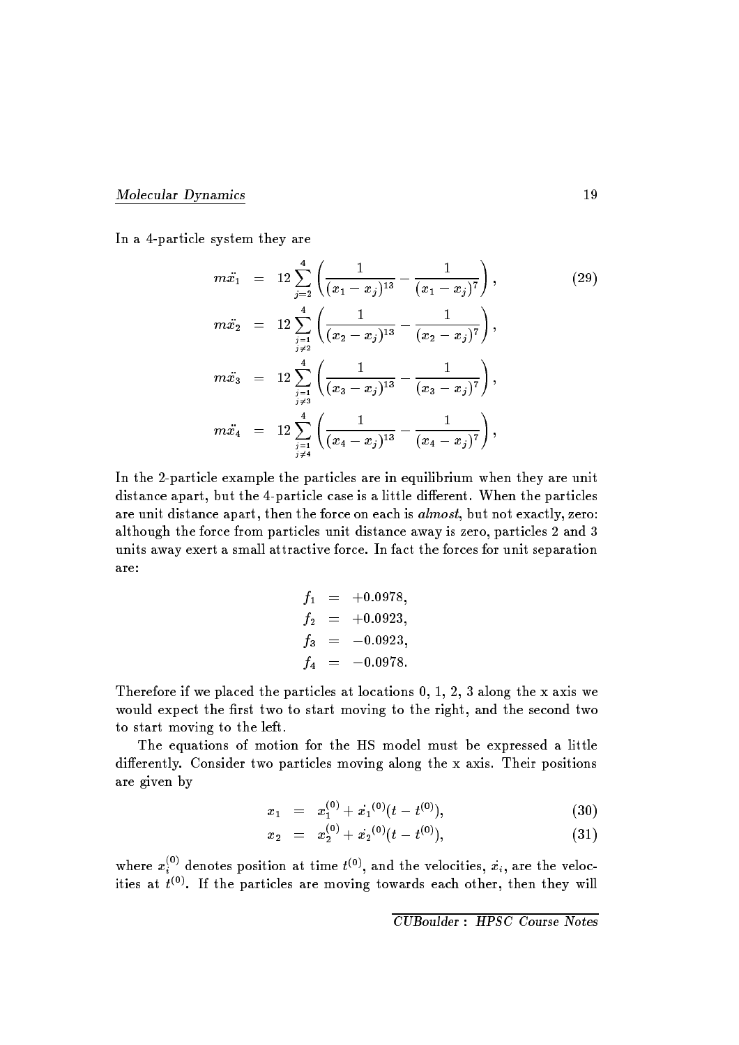In a 4-particle system they are

$$
\begin{aligned}
m\ddot{x}_1 &= 12\sum_{j=2}^{4}\left(\frac{1}{(x_1-x_j)^{13}}-\frac{1}{(x_1-x_j)^{7}}\right), \qquad (29)\\
m\ddot{x}_2 &= 12\sum_{\substack{j=1\\ j\neq 2}}^{4}\left(\frac{1}{(x_2-x_j)^{13}}-\frac{1}{(x_2-x_j)^{7}}\right),\\
m\ddot{x}_3 &= 12\sum_{\substack{j=1\\ j\neq 3}}^{4}\left(\frac{1}{(x_3-x_j)^{13}}-\frac{1}{(x_3-x_j)^{7}}\right),\\
m\ddot{x}_4 &= 12\sum_{\substack{j=1\\ j\neq 4}}^{4}\left(\frac{1}{(x_4-x_j)^{13}}-\frac{1}{(x_4-x_j)^{7}}\right),
\end{aligned}
$$

In the 2-particle example the particles are in equilibrium when they are unit distance apart, but the 4-particle case is a little different. When the particles are unit distance apart, then the force on each is *almost*, but not exactly, zero: although the force from particles unit distance away is zero, particles 2 and 3 units away exert a small attractive force. In fact the forces for unit separation are:

$$
\begin{aligned}
f_1 &= +0.0978,\\
f_2 &= +0.0923,\\
f_3 &= -0.0923,\\
f_4 &= -0.0978.
\end{aligned}
$$

Therefore if we placed the particles at locations 0, 1, 2, 3 along the x axis we would expect the first two to start moving to the right, and the second two to start moving to the left.

The equations of motion for the HS model must be expressed a little differently. Consider two particles moving along the x axis. Their positions are given by

$$
x_1 = x_1^{(0)} + \dot{x_1}^{(0)}(t - t^{(0)}), \qquad (30)
$$

$$
x_2 = x_2^{(0)} + \dot{x_2}^{(0)}(t - t^{(0)}), \qquad (31)
$$

where $x_i^{(0)}$ denotes position at time $t^{(0)}$, and the velocities, $\dot{x_i}$, are the velocities at $t^{(0)}$. If the particles are moving towards each other, then they will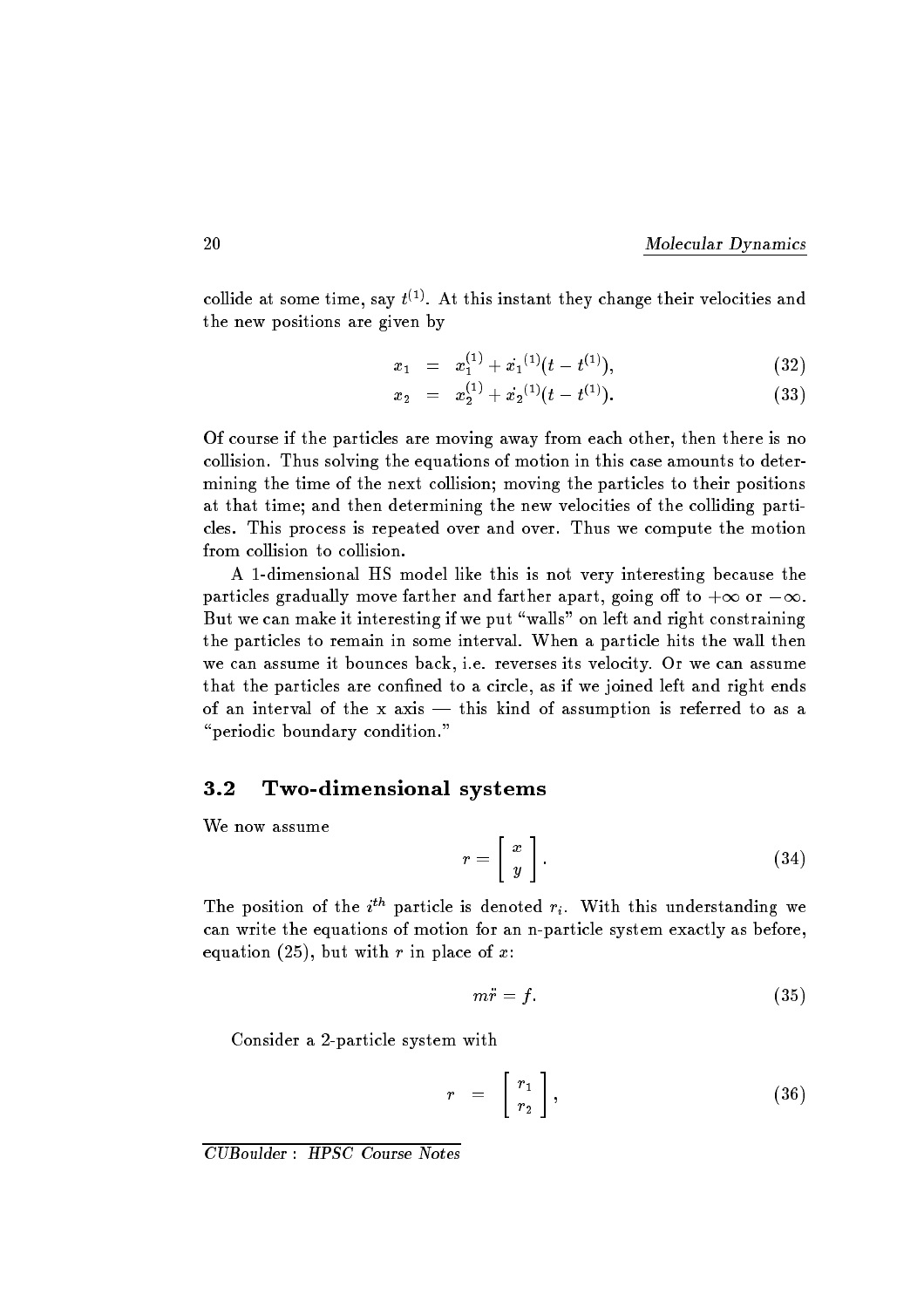collide at some time, say $t^{(1)}$. At this instant they change their velocities and the new positions are given by

$$x_1 = x_1^{(1)} + \dot{x_1}^{(1)}(t - t^{(1)}), \tag{32}$$

$$x_2 = x_2^{(1)} + \dot{x_2}^{(1)}(t - t^{(1)}). \tag{33}$$

Of course if the particles are moving away from each other, then there is no collision. Thus solving the equations of motion in this case amounts to determining the time of the next collision; moving the particles to their positions at that time; and then determining the new velocities of the colliding particles. This process is repeated over and over. Thus we compute the motion from collision to collision.

A 1-dimensional HS model like this is not very interesting because the particles gradually move farther and farther apart, going off to $+\infty$ or $-\infty$. But we can make it interesting if we put "walls" on left and right constraining the particles to remain in some interval. When a particle hits the wall then we can assume it bounces back, i.e. reverses its velocity. Or we can assume that the particles are confined to a circle, as if we joined left and right ends of an interval of the x axis — this kind of assumption is referred to as a "periodic boundary condition."

## 3.2 Two-dimensional systems

We now assume

$$r = \begin{bmatrix} x \\ y \end{bmatrix}. \tag{34}$$

The position of the $i^{th}$ particle is denoted $r_i$. With this understanding we can write the equations of motion for an n-particle system exactly as before, equation (25), but with $r$ in place of $x$:

$$m\ddot{r} = f. \tag{35}$$

Consider a 2-particle system with

$$r = \begin{bmatrix} r_1 \\ r_2 \end{bmatrix}, \tag{36}$$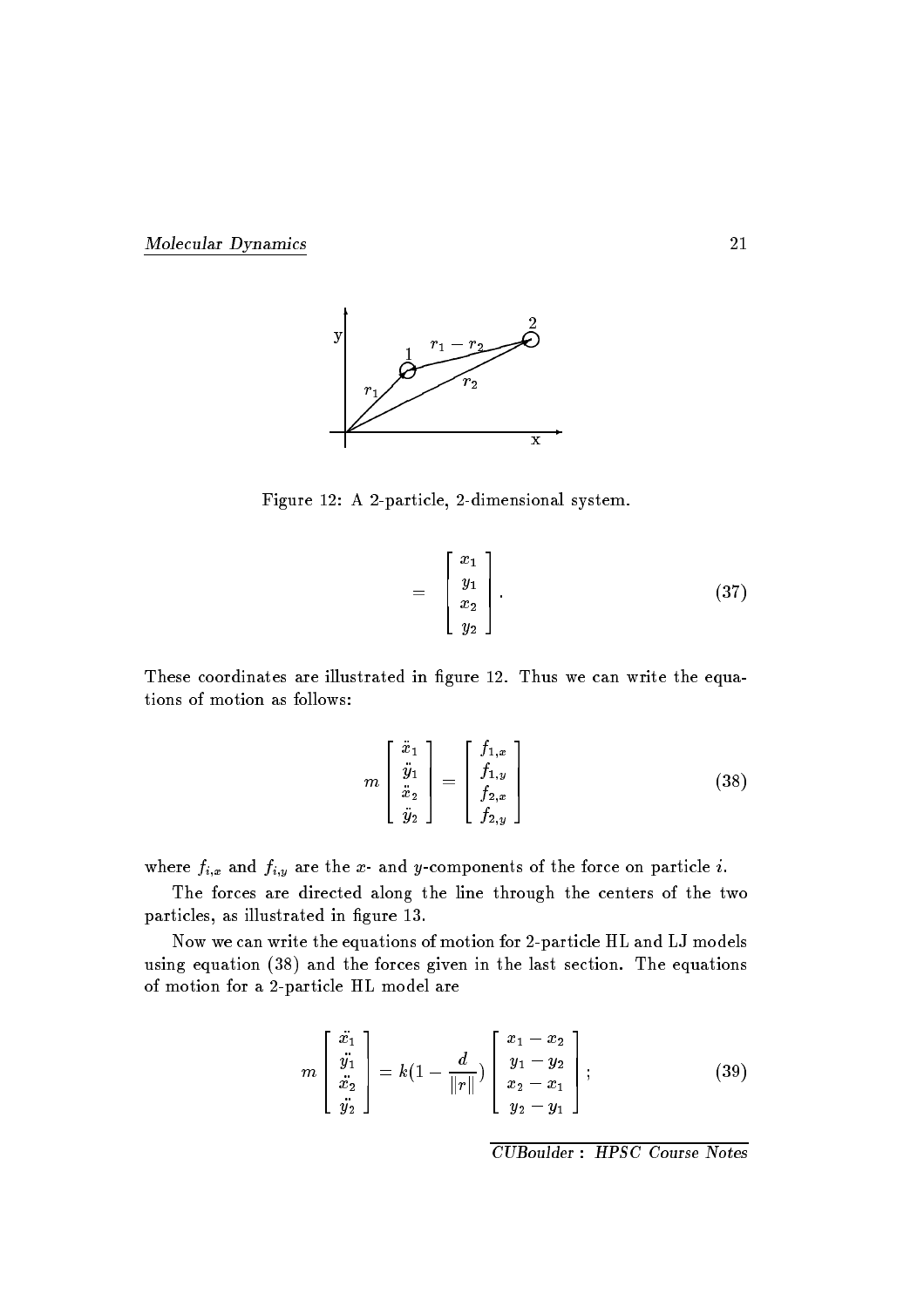Figure 12: A 2-particle, 2-dimensional system.

$$
= \begin{bmatrix} x_1 \\ y_1 \\ x_2 \\ y_2 \end{bmatrix}. \tag{37}
$$

These coordinates are illustrated in figure 12. Thus we can write the equations of motion as follows:

$$
m \begin{bmatrix} \ddot{x}_1 \\ \ddot{y}_1 \\ \ddot{x}_2 \\ \ddot{y}_2 \end{bmatrix} = \begin{bmatrix} f_{1,x} \\ f_{1,y} \\ f_{2,x} \\ f_{2,y} \end{bmatrix} \tag{38}
$$

where $f_{i,x}$ and $f_{i,y}$ are the $x$- and $y$-components of the force on particle $i$.

The forces are directed along the line through the centers of the two particles, as illustrated in figure 13.

Now we can write the equations of motion for 2-particle HL and LJ models using equation (38) and the forces given in the last section. The equations of motion for a 2-particle HL model are

$$
m \begin{bmatrix} \ddot{x_1} \\ \ddot{y_1} \\ \ddot{x_2} \\ \ddot{y_2} \end{bmatrix} = k(1 - \frac{d}{\|r\|}) \begin{bmatrix} x_1 - x_2 \\ y_1 - y_2 \\ x_2 - x_1 \\ y_2 - y_1 \end{bmatrix}; \tag{39}
$$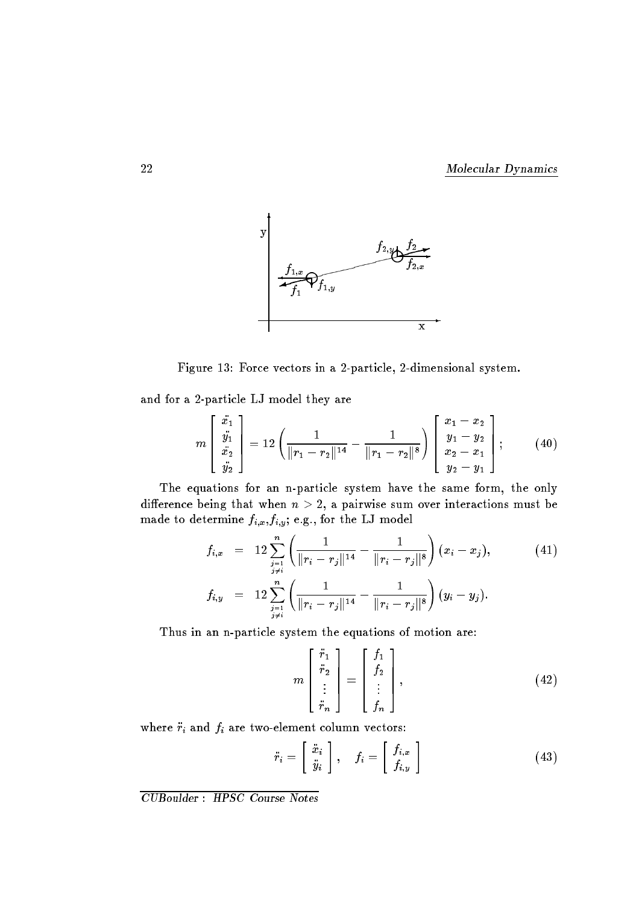Figure 13: Force vectors in a 2-particle, 2-dimensional system.

and for a 2-particle LJ model they are

$$m \begin{bmatrix} \ddot{x}_1 \\ \ddot{y}_1 \\ \ddot{x}_2 \\ \ddot{y}_2 \end{bmatrix} = 12 \left( \frac{1}{\|r_1 - r_2\|^{14}} - \frac{1}{\|r_1 - r_2\|^{8}} \right) \begin{bmatrix} x_1 - x_2 \\ y_1 - y_2 \\ x_2 - x_1 \\ y_2 - y_1 \end{bmatrix}; \tag{40}$$

The equations for an n-particle system have the same form, the only difference being that when $n > 2$, a pairwise sum over interactions must be made to determine $f_{i,x}$,$f_{i,y}$; e.g., for the LJ model

$$\begin{aligned} f_{i,x} &= 12 \sum_{\substack{j=1 \\ j \neq i}}^{n} \left( \frac{1}{\|r_i - r_j\|^{14}} - \frac{1}{\|r_i - r_j\|^{8}} \right) (x_i - x_j), \\ f_{i,y} &= 12 \sum_{\substack{j=1 \\ j \neq i}}^{n} \left( \frac{1}{\|r_i - r_j\|^{14}} - \frac{1}{\|r_i - r_j\|^{8}} \right) (y_i - y_j). \end{aligned} \tag{41}$$

Thus in an n-particle system the equations of motion are:

$$m \begin{bmatrix} \ddot{r}_1 \\ \ddot{r}_2 \\ \vdots \\ \ddot{r}_n \end{bmatrix} = \begin{bmatrix} f_1 \\ f_2 \\ \vdots \\ f_n \end{bmatrix}, \tag{42}$$

where $\ddot{r}_i$ and $f_i$ are two-element column vectors:

$$\ddot{r}_i = \begin{bmatrix} \ddot{x}_i \\ \ddot{y}_i \end{bmatrix}, \quad f_i = \begin{bmatrix} f_{i,x} \\ f_{i,y} \end{bmatrix} \tag{43}$$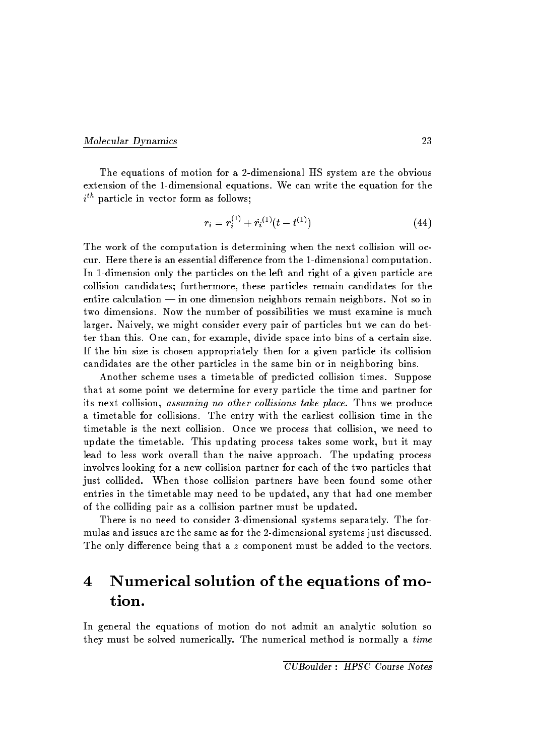The equations of motion for a 2-dimensional HS system are the obvious extension of the 1-dimensional equations. We can write the equation for the $i^{th}$ particle in vector form as follows;

$$r_i = r_i^{(1)} + \dot{r_i}^{(1)}(t - t^{(1)}) \tag{44}$$

The work of the computation is determining when the next collision will occur. Here there is an essential difference from the 1-dimensional computation. In 1-dimension only the particles on the left and right of a given particle are collision candidates; furthermore, these particles remain candidates for the entire calculation — in one dimension neighbors remain neighbors. Not so in two dimensions. Now the number of possibilities we must examine is much larger. Naively, we might consider every pair of particles but we can do better than this. One can, for example, divide space into bins of a certain size. If the bin size is chosen appropriately then for a given particle its collision candidates are the other particles in the same bin or in neighboring bins.

Another scheme uses a timetable of predicted collision times. Suppose that at some point we determine for every particle the time and partner for its next collision, *assuming no other collisions take place*. Thus we produce a timetable for collisions. The entry with the earliest collision time in the timetable is the next collision. Once we process that collision, we need to update the timetable. This updating process takes some work, but it may lead to less work overall than the naive approach. The updating process involves looking for a new collision partner for each of the two particles that just collided. When those collision partners have been found some other entries in the timetable may need to be updated, any that had one member of the colliding pair as a collision partner must be updated.

There is no need to consider 3-dimensional systems separately. The formulas and issues are the same as for the 2-dimensional systems just discussed. The only difference being that a $z$ component must be added to the vectors.

# 4 Numerical solution of the equations of motion.

In general the equations of motion do not admit an analytic solution so they must be solved numerically. The numerical method is normally a *time*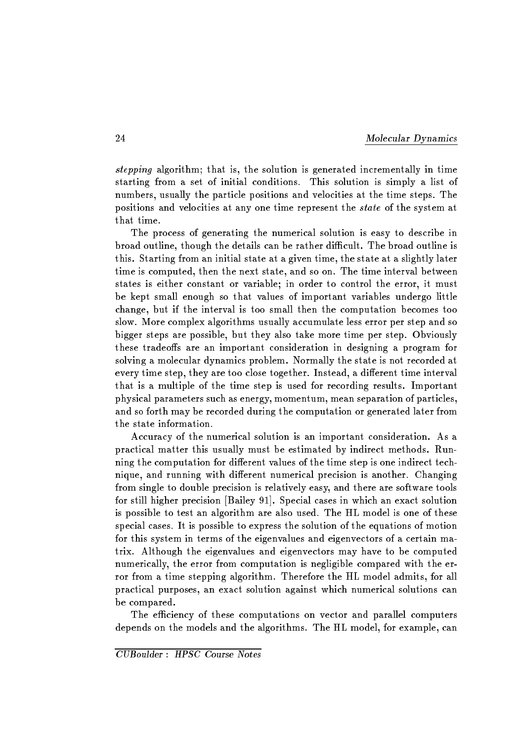*stepping* algorithm; that is, the solution is generated incrementally in time starting from a set of initial conditions. This solution is simply a list of numbers, usually the particle positions and velocities at the time steps. The positions and velocities at any one time represent the *state* of the system at that time.

The process of generating the numerical solution is easy to describe in broad outline, though the details can be rather difficult. The broad outline is this. Starting from an initial state at a given time, the state at a slightly later time is computed, then the next state, and so on. The time interval between states is either constant or variable; in order to control the error, it must be kept small enough so that values of important variables undergo little change, but if the interval is too small then the computation becomes too slow. More complex algorithms usually accumulate less error per step and so bigger steps are possible, but they also take more time per step. Obviously these tradeoffs are an important consideration in designing a program for solving a molecular dynamics problem. Normally the state is not recorded at every time step, they are too close together. Instead, a different time interval that is a multiple of the time step is used for recording results. Important physical parameters such as energy, momentum, mean separation of particles, and so forth may be recorded during the computation or generated later from the state information.

Accuracy of the numerical solution is an important consideration. As a practical matter this usually must be estimated by indirect methods. Running the computation for different values of the time step is one indirect technique, and running with different numerical precision is another. Changing from single to double precision is relatively easy, and there are software tools for still higher precision [Bailey 91]. Special cases in which an exact solution is possible to test an algorithm are also used. The HL model is one of these special cases. It is possible to express the solution of the equations of motion for this system in terms of the eigenvalues and eigenvectors of a certain matrix. Although the eigenvalues and eigenvectors may have to be computed numerically, the error from computation is negligible compared with the error from a time stepping algorithm. Therefore the HL model admits, for all practical purposes, an exact solution against which numerical solutions can be compared.

The efficiency of these computations on vector and parallel computers depends on the models and the algorithms. The HL model, for example, can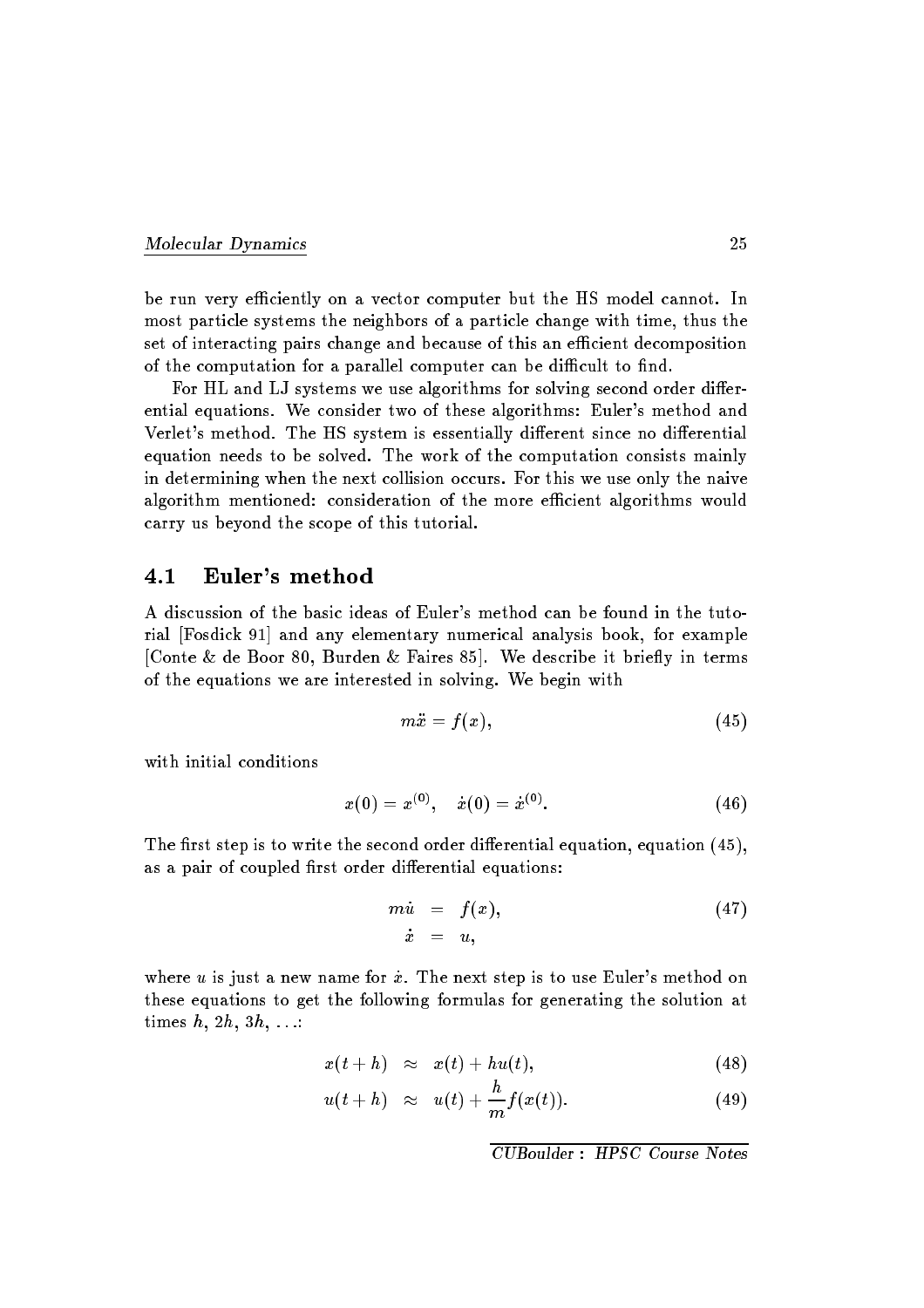be run very efficiently on a vector computer but the HS model cannot. In most particle systems the neighbors of a particle change with time, thus the set of interacting pairs change and because of this an efficient decomposition of the computation for a parallel computer can be difficult to find.

For HL and LJ systems we use algorithms for solving second order differential equations. We consider two of these algorithms: Euler's method and Verlet's method. The HS system is essentially different since no differential equation needs to be solved. The work of the computation consists mainly in determining when the next collision occurs. For this we use only the naive algorithm mentioned: consideration of the more efficient algorithms would carry us beyond the scope of this tutorial.

## 4.1 Euler's method

A discussion of the basic ideas of Euler's method can be found in the tutorial [Fosdick 91] and any elementary numerical analysis book, for example [Conte & de Boor 80, Burden & Faires 85]. We describe it briefly in terms of the equations we are interested in solving. We begin with

$$m\ddot{x} = f(x), \tag{45}$$

with initial conditions

$$x(0) = x^{(0)}, \quad \dot{x}(0) = \dot{x}^{(0)}. \tag{46}$$

The first step is to write the second order differential equation, equation (45), as a pair of coupled first order differential equations:

$$\begin{aligned} m\dot{u} &= f(x), \\ \dot{x} &= u, \end{aligned} \tag{47}$$

where $u$ is just a new name for $\dot{x}$. The next step is to use Euler's method on these equations to get the following formulas for generating the solution at times $h$, $2h$, $3h$, ...:

$$x(t+h) \approx x(t) + hu(t), \tag{48}$$

$$u(t+h) \approx u(t) + \frac{h}{m} f(x(t)). \tag{49}$$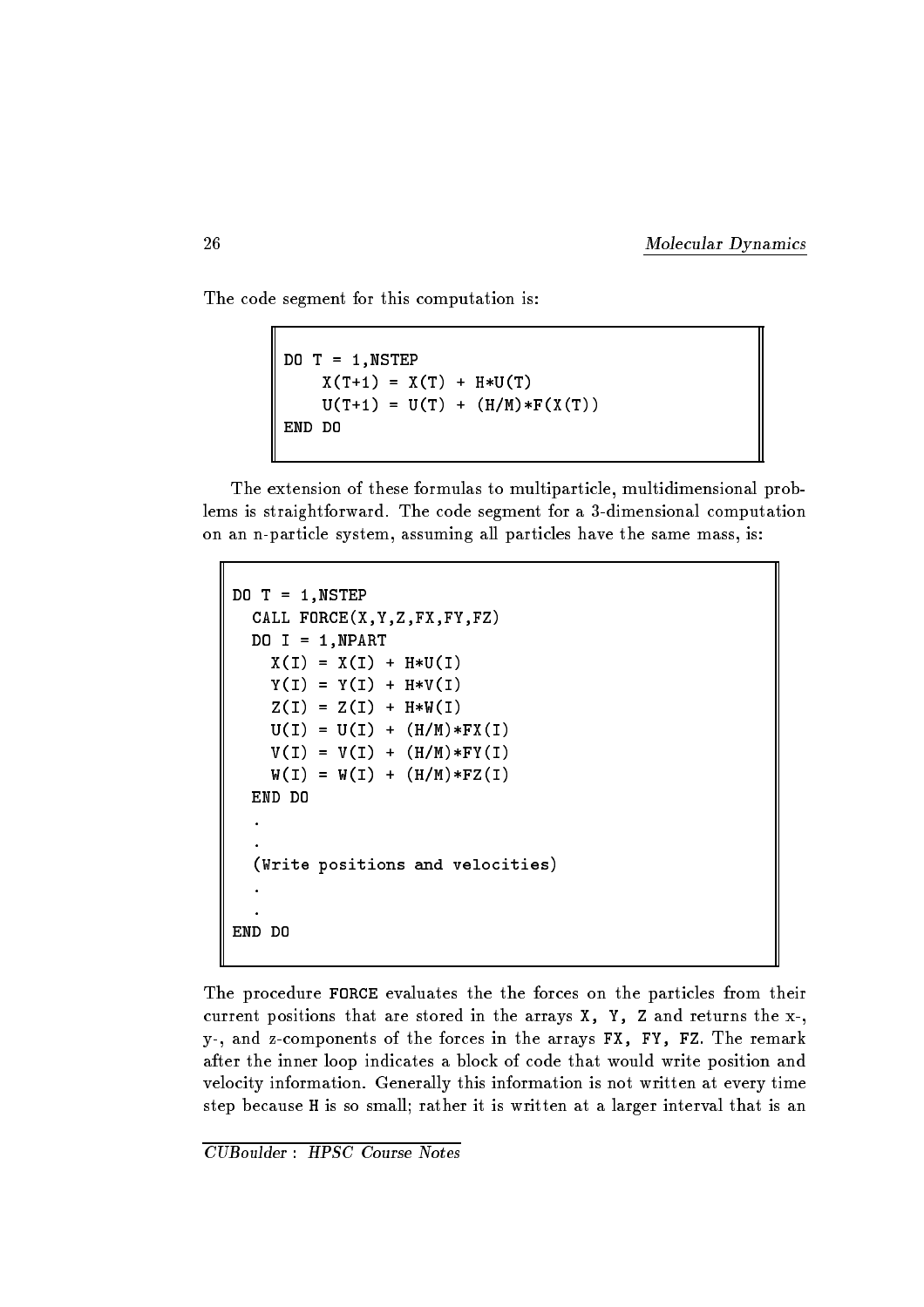The code segment for this computation is:

```
DO T = 1,NSTEP
    X(T+1) = X(T) + H*U(T)
    U(T+1) = U(T) + (H/M)*F(X(T))
END DO
```

The extension of these formulas to multiparticle, multidimensional problems is straightforward. The code segment for a 3-dimensional computation on an n-particle system, assuming all particles have the same mass, is:

```
DO T = 1,NSTEP
  CALL FORCE(X,Y,Z,FX,FY,FZ)
  DO I = 1,NPART
    X(I) = X(I) + H*U(I)
    Y(I) = Y(I) + H*V(I)
    Z(I) = Z(I) + H*W(I)
    U(I) = U(I) + (H/M)*FX(I)
    V(I) = V(I) + (H/M)*FY(I)
    W(I) = W(I) + (H/M)*FZ(I)
  END DO
  .
  .
  (Write positions and velocities)
  .
  .
END DO
```

The procedure `FORCE` evaluates the the forces on the particles from their current positions that are stored in the arrays `X, Y, Z` and returns the x-, y-, and z-components of the forces in the arrays `FX, FY, FZ`. The remark after the inner loop indicates a block of code that would write position and velocity information. Generally this information is not written at every time step because `H` is so small; rather it is written at a larger interval that is an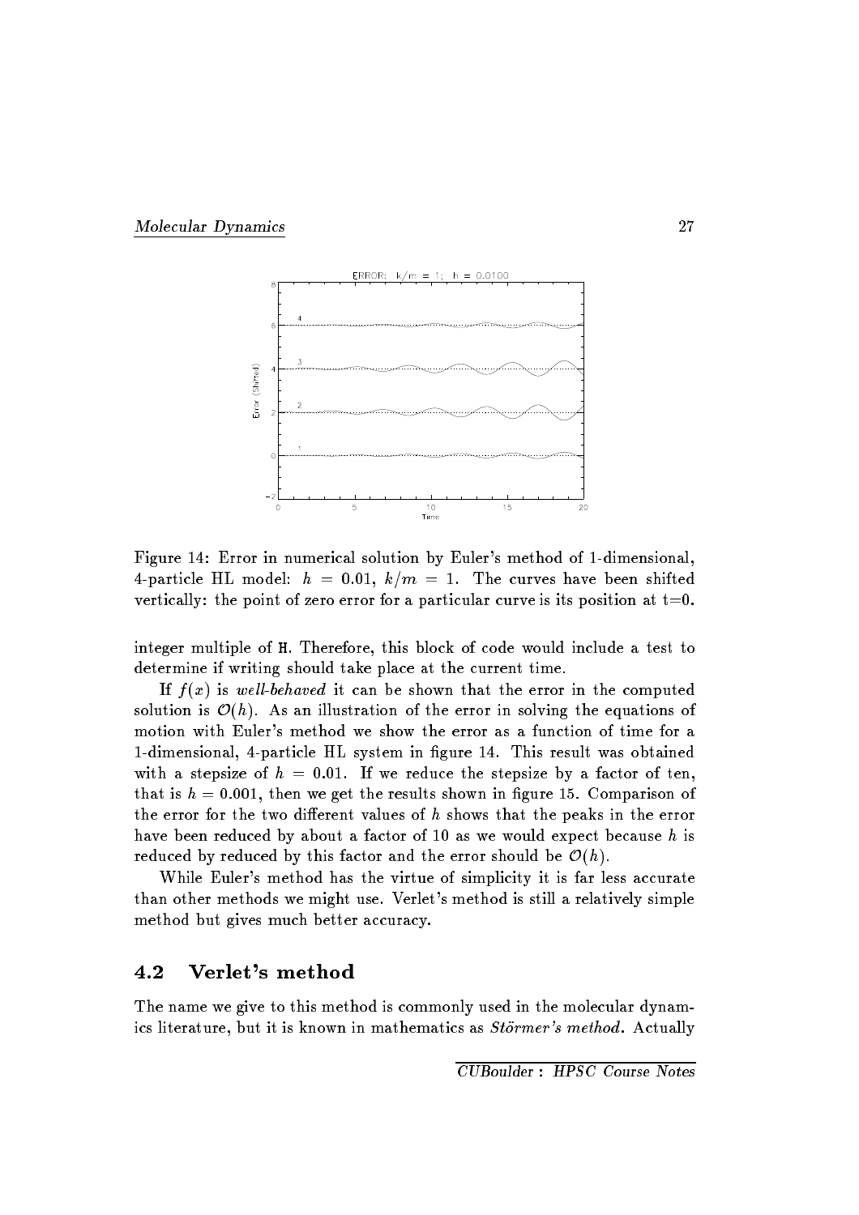Figure 14: Error in numerical solution by Euler's method of 1-dimensional, 4-particle HL model: $h = 0.01$, $k/m = 1$. The curves have been shifted vertically: the point of zero error for a particular curve is its position at t=0.

integer multiple of H. Therefore, this block of code would include a test to determine if writing should take place at the current time.

If $f(x)$ is *well-behaved* it can be shown that the error in the computed solution is $\mathcal{O}(h)$. As an illustration of the error in solving the equations of motion with Euler's method we show the error as a function of time for a 1-dimensional, 4-particle HL system in figure 14. This result was obtained with a stepsize of $h = 0.01$. If we reduce the stepsize by a factor of ten, that is $h = 0.001$, then we get the results shown in figure 15. Comparison of the error for the two different values of $h$ shows that the peaks in the error have been reduced by about a factor of 10 as we would expect because $h$ is reduced by reduced by this factor and the error should be $\mathcal{O}(h)$.

While Euler's method has the virtue of simplicity it is far less accurate than other methods we might use. Verlet's method is still a relatively simple method but gives much better accuracy.

## 4.2 Verlet's method

The name we give to this method is commonly used in the molecular dynamics literature, but it is known in mathematics as *Störmer's method*. Actually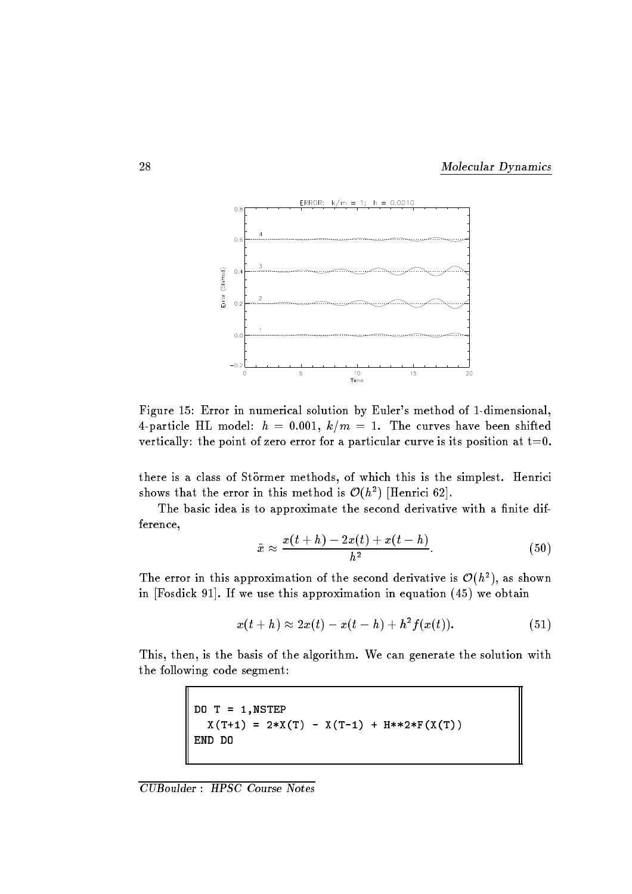Figure 15: Error in numerical solution by Euler's method of 1-dimensional, 4-particle HL model: $h = 0.001$, $k/m = 1$. The curves have been shifted vertically: the point of zero error for a particular curve is its position at t=0.

there is a class of Störmer methods, of which this is the simplest. Henrici shows that the error in this method is $\mathcal{O}(h^2)$ [Henrici 62].

The basic idea is to approximate the second derivative with a finite difference,

$$\ddot{x} \approx \frac{x(t+h) - 2x(t) + x(t-h)}{h^2}. \tag{50}$$

The error in this approximation of the second derivative is $\mathcal{O}(h^2)$, as shown in [Fosdick 91]. If we use this approximation in equation (45) we obtain

$$x(t+h) \approx 2x(t) - x(t-h) + h^2 f(x(t)). \tag{51}$$

This, then, is the basis of the algorithm. We can generate the solution with the following code segment:

```
DO T = 1,NSTEP
  X(T+1) = 2*X(T) - X(T-1) + H**2*F(X(T))
END DO
```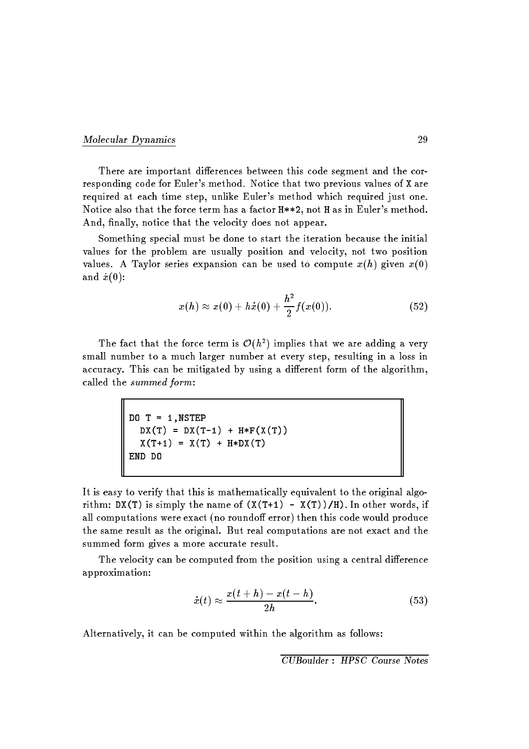There are important differences between this code segment and the corresponding code for Euler's method. Notice that two previous values of X are required at each time step, unlike Euler's method which required just one. Notice also that the force term has a factor H**2, not H as in Euler's method. And, finally, notice that the velocity does not appear.

Something special must be done to start the iteration because the initial values for the problem are usually position and velocity, not two position values. A Taylor series expansion can be used to compute $x(h)$ given $x(0)$ and $\dot{x}(0)$:

$$x(h) \approx x(0) + h\dot{x}(0) + \frac{h^2}{2} f(x(0)). \tag{52}$$

The fact that the force term is $\mathcal{O}(h^2)$ implies that we are adding a very small number to a much larger number at every step, resulting in a loss in accuracy. This can be mitigated by using a different form of the algorithm, called the *summed form*:

```
DO T = 1,NSTEP
  DX(T) = DX(T-1) + H*F(X(T))
  X(T+1) = X(T) + H*DX(T)
END DO
```

It is easy to verify that this is mathematically equivalent to the original algorithm: DX(T) is simply the name of (X(T+1) - X(T))/H). In other words, if all computations were exact (no roundoff error) then this code would produce the same result as the original. But real computations are not exact and the summed form gives a more accurate result.

The velocity can be computed from the position using a central difference approximation:

$$\dot{x}(t) \approx \frac{x(t+h) - x(t-h)}{2h}. \tag{53}$$

Alternatively, it can be computed within the algorithm as follows: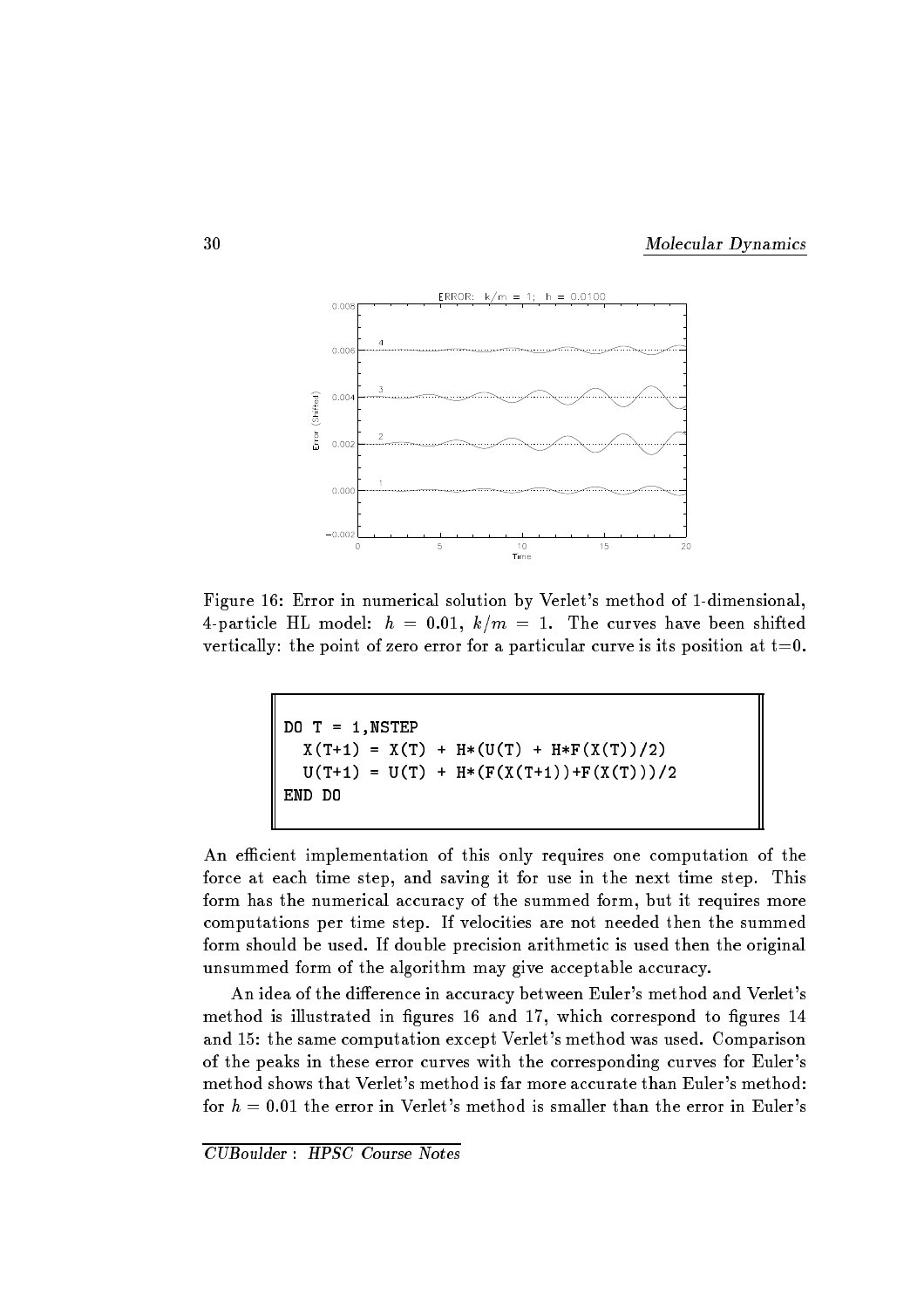Figure 16: Error in numerical solution by Verlet's method of 1-dimensional, 4-particle HL model: $h = 0.01$, $k/m = 1$. The curves have been shifted vertically: the point of zero error for a particular curve is its position at t=0.

```
DO T = 1,NSTEP
  X(T+1) = X(T) + H*(U(T) + H*F(X(T))/2)
  U(T+1) = U(T) + H*(F(X(T+1))+F(X(T)))/2
END DO
```

An efficient implementation of this only requires one computation of the force at each time step, and saving it for use in the next time step. This form has the numerical accuracy of the summed form, but it requires more computations per time step. If velocities are not needed then the summed form should be used. If double precision arithmetic is used then the original unsummed form of the algorithm may give acceptable accuracy.

An idea of the difference in accuracy between Euler's method and Verlet's method is illustrated in figures 16 and 17, which correspond to figures 14 and 15: the same computation except Verlet's method was used. Comparison of the peaks in these error curves with the corresponding curves for Euler's method shows that Verlet's method is far more accurate than Euler's method: for $h = 0.01$ the error in Verlet's method is smaller than the error in Euler's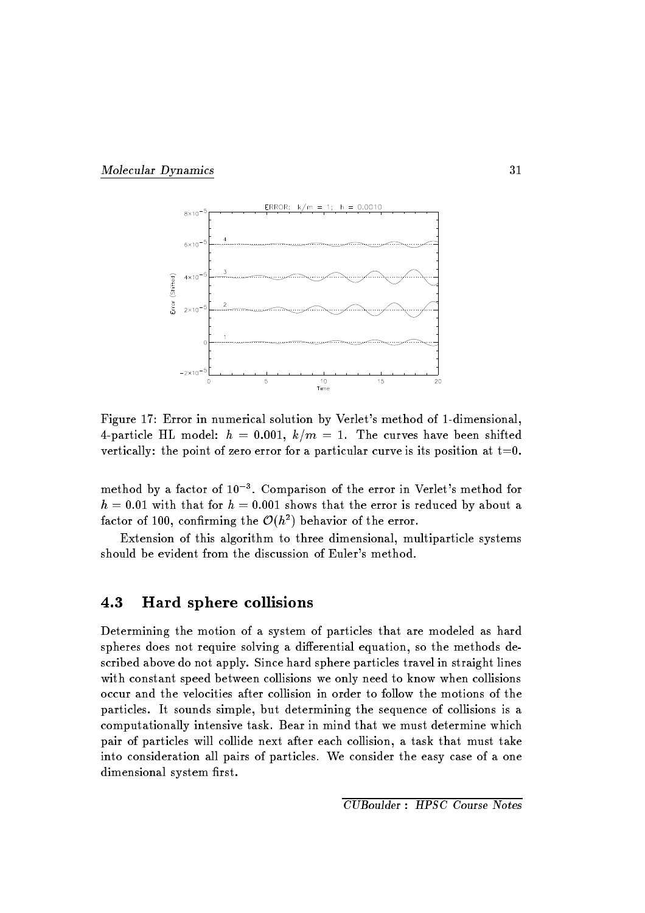Figure 17: Error in numerical solution by Verlet's method of 1-dimensional, 4-particle HL model: $h = 0.001$, $k/m = 1$. The curves have been shifted vertically: the point of zero error for a particular curve is its position at t=0.

method by a factor of $10^{-3}$. Comparison of the error in Verlet's method for $h = 0.01$ with that for $h = 0.001$ shows that the error is reduced by about a factor of 100, confirming the $\mathcal{O}(h^2)$ behavior of the error.

Extension of this algorithm to three dimensional, multiparticle systems should be evident from the discussion of Euler's method.

## 4.3 Hard sphere collisions

Determining the motion of a system of particles that are modeled as hard spheres does not require solving a differential equation, so the methods described above do not apply. Since hard sphere particles travel in straight lines with constant speed between collisions we only need to know when collisions occur and the velocities after collision in order to follow the motions of the particles. It sounds simple, but determining the sequence of collisions is a computationally intensive task. Bear in mind that we must determine which pair of particles will collide next after each collision, a task that must take into consideration all pairs of particles. We consider the easy case of a one dimensional system first.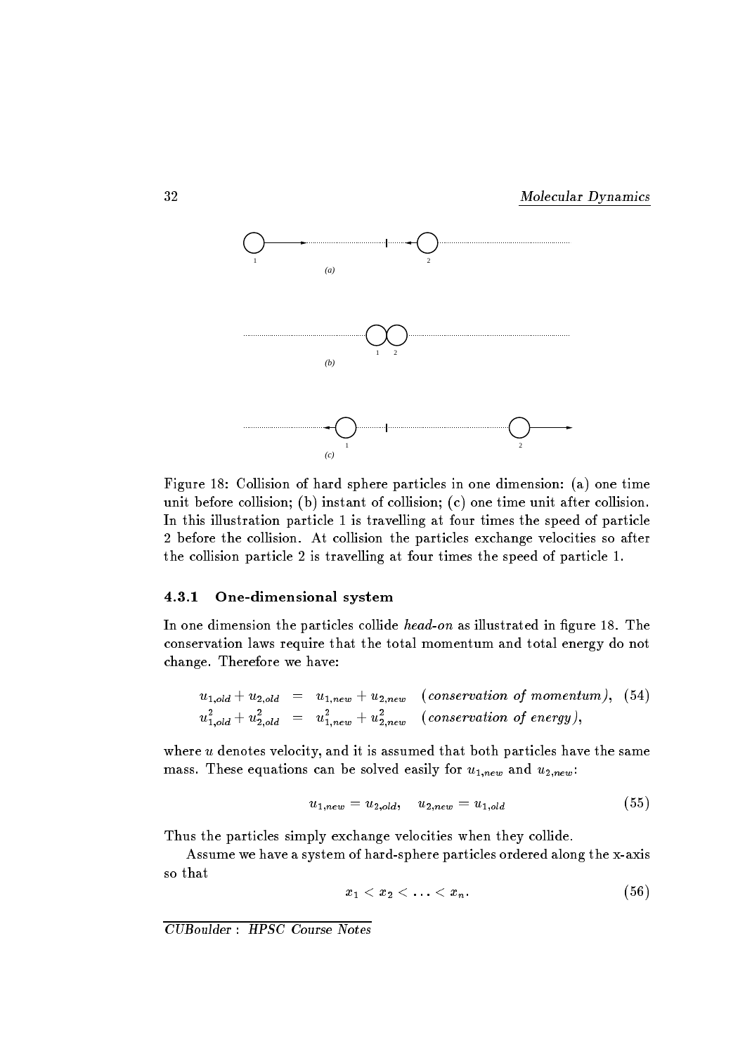Figure 18: Collision of hard sphere particles in one dimension: (a) one time unit before collision; (b) instant of collision; (c) one time unit after collision. In this illustration particle 1 is travelling at four times the speed of particle 2 before the collision. At collision the particles exchange velocities so after the collision particle 2 is travelling at four times the speed of particle 1.

### 4.3.1 One-dimensional system

In one dimension the particles collide *head-on* as illustrated in figure 18. The conservation laws require that the total momentum and total energy do not change. Therefore we have:

$$
\begin{aligned}
u_{1,old} + u_{2,old} &= u_{1,new} + u_{2,new} \quad \textit{(conservation of momentum)}, \quad (54) \\
u_{1,old}^2 + u_{2,old}^2 &= u_{1,new}^2 + u_{2,new}^2 \quad \textit{(conservation of energy)},
\end{aligned}
$$

where $u$ denotes velocity, and it is assumed that both particles have the same mass. These equations can be solved easily for $u_{1,new}$ and $u_{2,new}$:

$$u_{1,new} = u_{2,old}, \quad u_{2,new} = u_{1,old} \tag{55}$$

Thus the particles simply exchange velocities when they collide.

Assume we have a system of hard-sphere particles ordered along the x-axis so that

$$x_1 < x_2 < \ldots < x_n. \tag{56}$$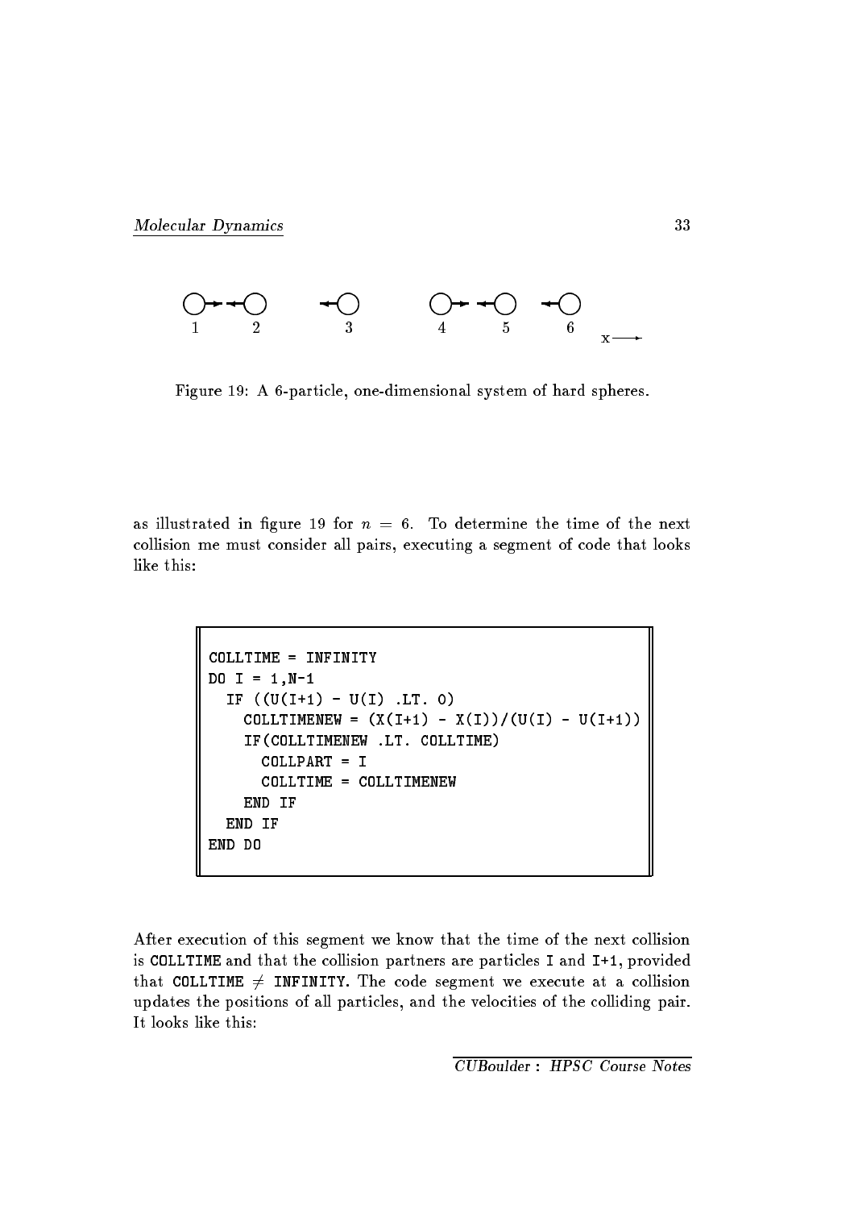Figure 19: A 6-particle, one-dimensional system of hard spheres.

as illustrated in figure 19 for $n = 6$. To determine the time of the next collision me must consider all pairs, executing a segment of code that looks like this:

```
COLLTIME = INFINITY
DO I = 1,N-1
  IF ((U(I+1) - U(I) .LT. 0)
    COLLTIMENEW = (X(I+1) - X(I))/(U(I) - U(I+1))
    IF(COLLTIMENEW .LT. COLLTIME)
      COLLPART = I
      COLLTIME = COLLTIMENEW
    END IF
  END IF
END DO
```

After execution of this segment we know that the time of the next collision is `COLLTIME` and that the collision partners are particles `I` and `I+1`, provided that `COLLTIME` $\neq$ `INFINITY`. The code segment we execute at a collision updates the positions of all particles, and the velocities of the colliding pair. It looks like this: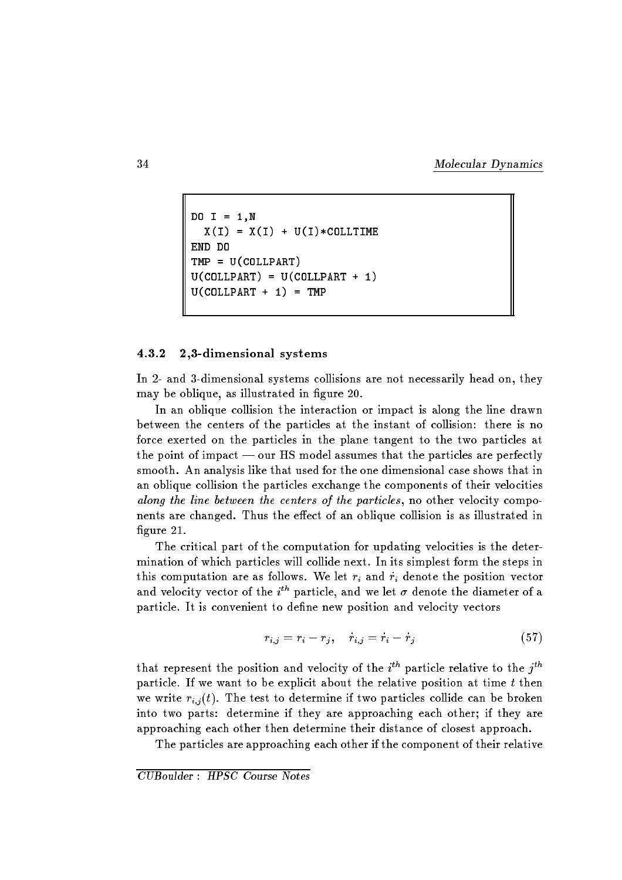```
DO I = 1,N
  X(I) = X(I) + U(I)*COLLTIME
END DO
TMP = U(COLLPART)
U(COLLPART) = U(COLLPART + 1)
U(COLLPART + 1) = TMP
```

### 4.3.2 2,3-dimensional systems

In 2- and 3-dimensional systems collisions are not necessarily head on, they may be oblique, as illustrated in figure 20.

In an oblique collision the interaction or impact is along the line drawn between the centers of the particles at the instant of collision: there is no force exerted on the particles in the plane tangent to the two particles at the point of impact — our HS model assumes that the particles are perfectly smooth. An analysis like that used for the one dimensional case shows that in an oblique collision the particles exchange the components of their velocities *along the line between the centers of the particles*, no other velocity components are changed. Thus the effect of an oblique collision is as illustrated in figure 21.

The critical part of the computation for updating velocities is the determination of which particles will collide next. In its simplest form the steps in this computation are as follows. We let $r_i$ and $\dot{r}_i$ denote the position vector and velocity vector of the $i^{th}$ particle, and we let $\sigma$ denote the diameter of a particle. It is convenient to define new position and velocity vectors

$$r_{i,j} = r_i - r_j, \quad \dot{r}_{i,j} = \dot{r}_i - \dot{r}_j \tag{57}$$

that represent the position and velocity of the $i^{th}$ particle relative to the $j^{th}$ particle. If we want to be explicit about the relative position at time $t$ then we write $r_{i,j}(t)$. The test to determine if two particles collide can be broken into two parts: determine if they are approaching each other; if they are approaching each other then determine their distance of closest approach.

The particles are approaching each other if the component of their relative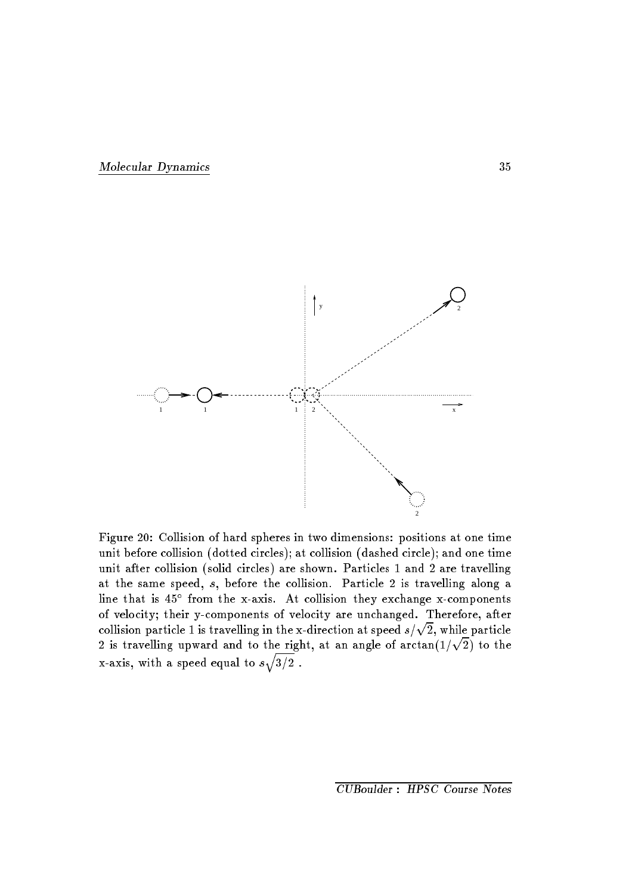Figure 20: Collision of hard spheres in two dimensions: positions at one time unit before collision (dotted circles); at collision (dashed circle); and one time unit after collision (solid circles) are shown. Particles 1 and 2 are travelling at the same speed, $s$, before the collision. Particle 2 is travelling along a line that is 45° from the x-axis. At collision they exchange x-components of velocity; their y-components of velocity are unchanged. Therefore, after collision particle 1 is travelling in the x-direction at speed $s/\sqrt{2}$, while particle 2 is travelling upward and to the right, at an angle of $\arctan(1/\sqrt{2})$ to the x-axis, with a speed equal to $s\sqrt{3/2}$ .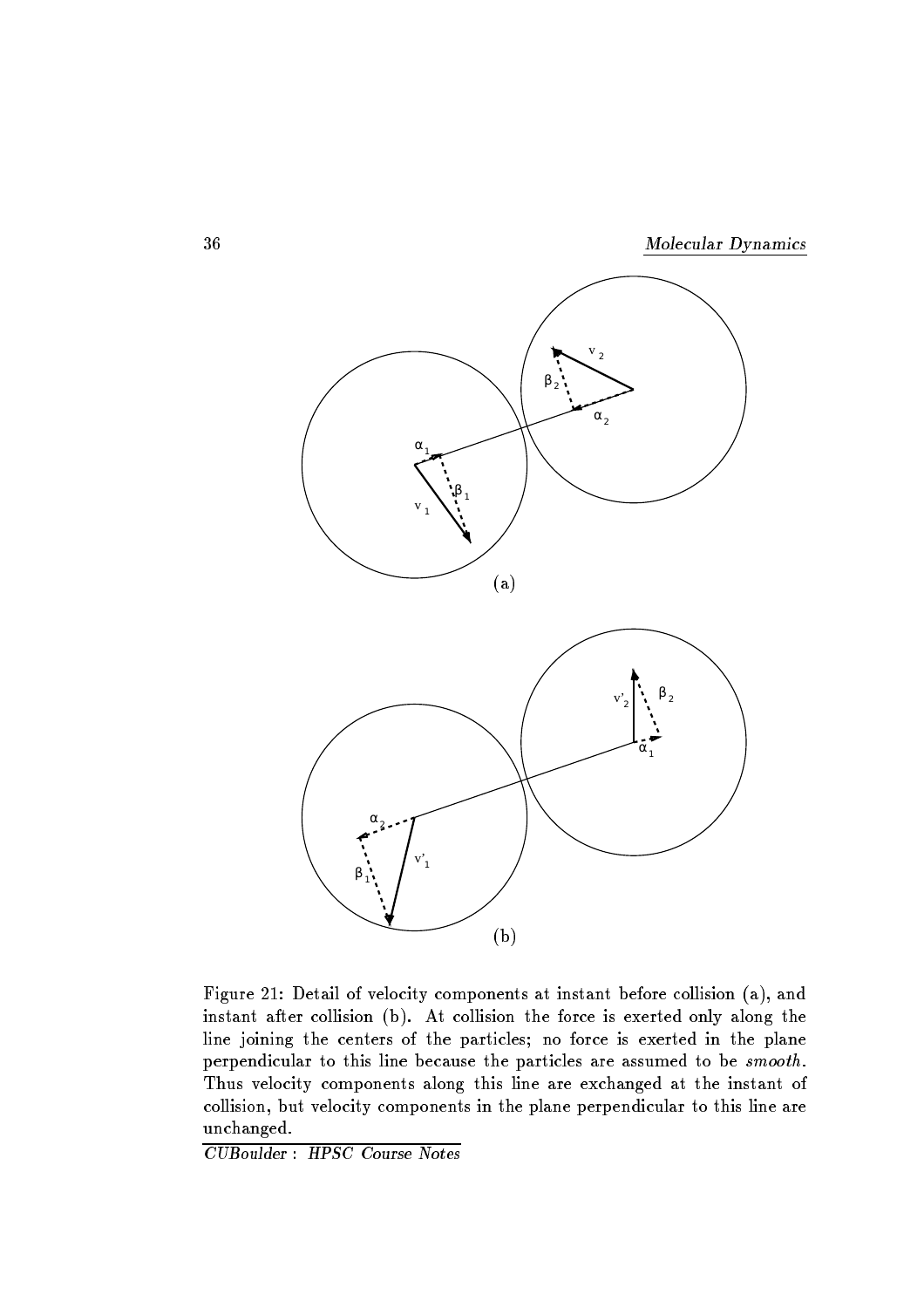Figure 21: Detail of velocity components at instant before collision (a), and instant after collision (b). At collision the force is exerted only along the line joining the centers of the particles; no force is exerted in the plane perpendicular to this line because the particles are assumed to be *smooth*. Thus velocity components along this line are exchanged at the instant of collision, but velocity components in the plane perpendicular to this line are unchanged.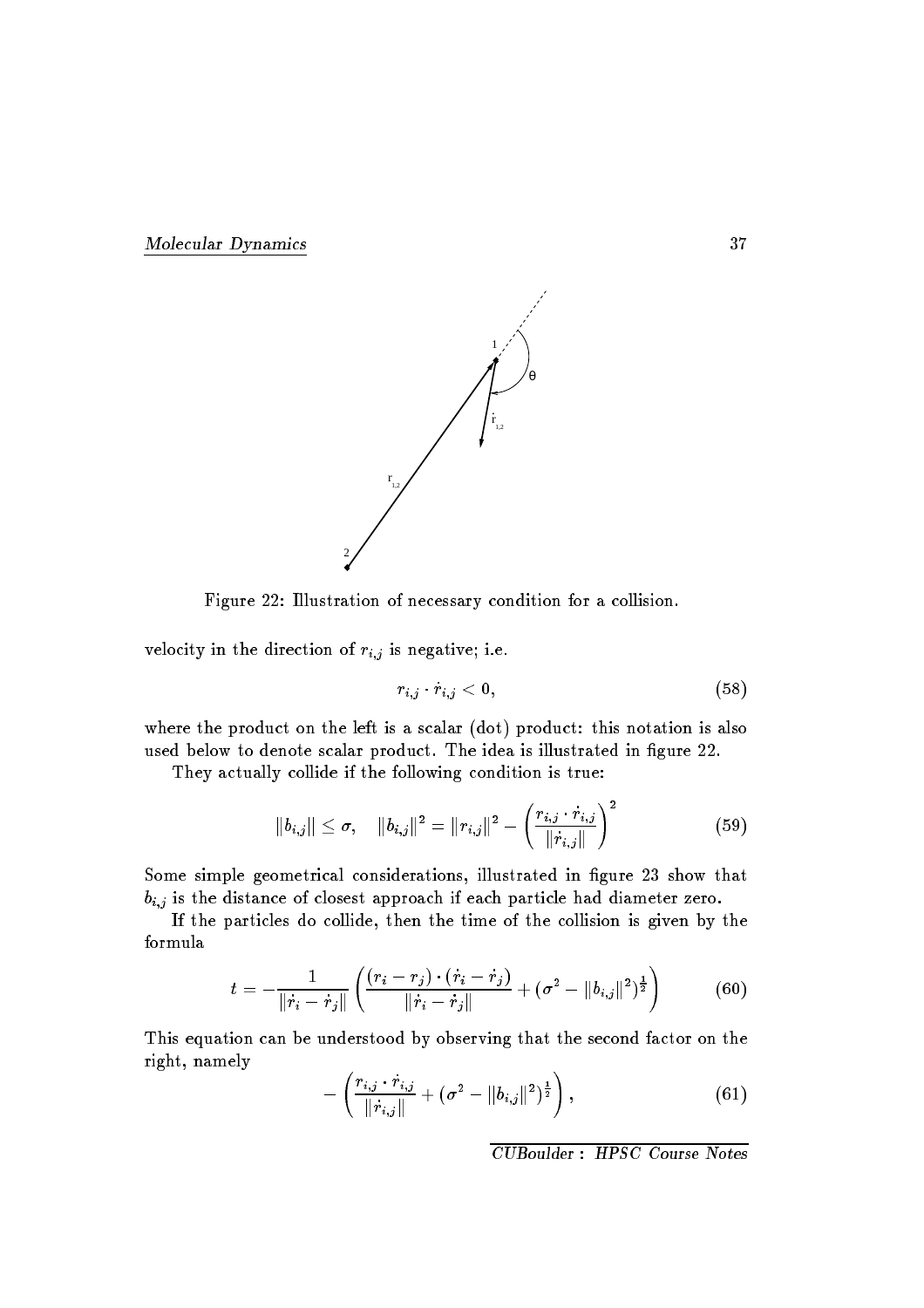Figure 22: Illustration of necessary condition for a collision.

velocity in the direction of $r_{i,j}$ is negative; i.e.

$$r_{i,j} \cdot \dot{r}_{i,j} < 0, \tag{58}$$

where the product on the left is a scalar (dot) product: this notation is also used below to denote scalar product. The idea is illustrated in figure 22.

They actually collide if the following condition is true:

$$\|b_{i,j}\| \leq \sigma, \quad \|b_{i,j}\|^2 = \|r_{i,j}\|^2 - \left(\frac{r_{i,j} \cdot \dot{r}_{i,j}}{\|\dot{r}_{i,j}\|}\right)^2 \tag{59}$$

Some simple geometrical considerations, illustrated in figure 23 show that $b_{i,j}$ is the distance of closest approach if each particle had diameter zero.

If the particles do collide, then the time of the collision is given by the formula

$$t = -\frac{1}{\|\dot{r}_i - \dot{r}_j\|}\left(\frac{(r_i - r_j) \cdot (\dot{r}_i - \dot{r}_j)}{\|\dot{r}_i - \dot{r}_j\|} + (\sigma^2 - \|b_{i,j}\|^2)^{\frac{1}{2}}\right) \tag{60}$$

This equation can be understood by observing that the second factor on the right, namely

$$-\left(\frac{r_{i,j} \cdot \dot{r}_{i,j}}{\|\dot{r}_{i,j}\|} + (\sigma^2 - \|b_{i,j}\|^2)^{\frac{1}{2}}\right), \tag{61}$$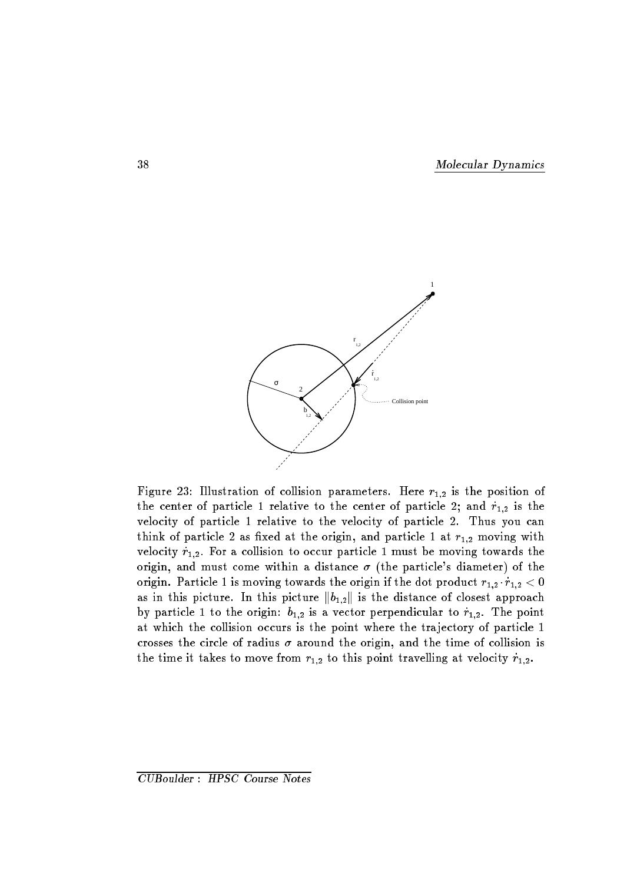Figure 23: Illustration of collision parameters. Here $r_{1,2}$ is the position of the center of particle 1 relative to the center of particle 2; and $\dot{r}_{1,2}$ is the velocity of particle 1 relative to the velocity of particle 2. Thus you can think of particle 2 as fixed at the origin, and particle 1 at $r_{1,2}$ moving with velocity $\dot{r}_{1,2}$. For a collision to occur particle 1 must be moving towards the origin, and must come within a distance $\sigma$ (the particle's diameter) of the origin. Particle 1 is moving towards the origin if the dot product $r_{1,2} \cdot \dot{r}_{1,2} < 0$ as in this picture. In this picture $\|b_{1,2}\|$ is the distance of closest approach by particle 1 to the origin: $b_{1,2}$ is a vector perpendicular to $\dot{r}_{1,2}$. The point at which the collision occurs is the point where the trajectory of particle 1 crosses the circle of radius $\sigma$ around the origin, and the time of collision is the time it takes to move from $r_{1,2}$ to this point travelling at velocity $\dot{r}_{1,2}$.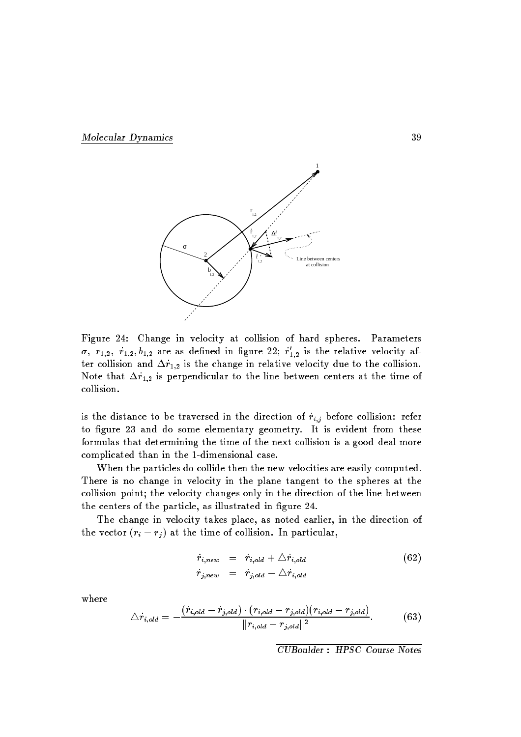Figure 24: Change in velocity at collision of hard spheres. Parameters $\sigma$, $r_{1,2}$, $\dot{r}_{1,2}, b_{1,2}$ are as defined in figure 22; $\dot{r}'_{1,2}$ is the relative velocity after collision and $\Delta\dot{r}_{1,2}$ is the change in relative velocity due to the collision. Note that $\Delta\dot{r}_{1,2}$ is perpendicular to the line between centers at the time of collision.

is the distance to be traversed in the direction of $\dot{r}_{i,j}$ before collision: refer to figure 23 and do some elementary geometry. It is evident from these formulas that determining the time of the next collision is a good deal more complicated than in the 1-dimensional case.

When the particles do collide then the new velocities are easily computed. There is no change in velocity in the plane tangent to the spheres at the collision point; the velocity changes only in the direction of the line between the centers of the particle, as illustrated in figure 24.

The change in velocity takes place, as noted earlier, in the direction of the vector $(r_i - r_j)$ at the time of collision. In particular,

$$
\begin{aligned}
\dot{r}_{i,new} &= \dot{r}_{i,old} + \triangle\dot{r}_{i,old} \\
\dot{r}_{j,new} &= \dot{r}_{j,old} - \triangle\dot{r}_{i,old}
\end{aligned} \tag{62}
$$

where

$$
\triangle\dot{r}_{i,old} = -\frac{(\dot{r}_{i,old} - \dot{r}_{j,old}) \cdot (r_{i,old} - r_{j,old})(r_{i,old} - r_{j,old})}{\|r_{i,old} - r_{j,old}\|^2}. \tag{63}
$$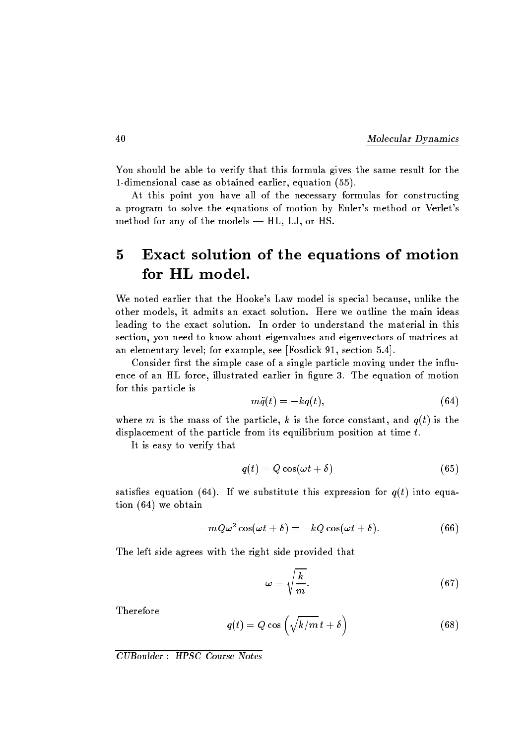You should be able to verify that this formula gives the same result for the 1-dimensional case as obtained earlier, equation (55).

At this point you have all of the necessary formulas for constructing a program to solve the equations of motion by Euler's method or Verlet's method for any of the models — HL, LJ, or HS.

# 5 Exact solution of the equations of motion for HL model.

We noted earlier that the Hooke's Law model is special because, unlike the other models, it admits an exact solution. Here we outline the main ideas leading to the exact solution. In order to understand the material in this section, you need to know about eigenvalues and eigenvectors of matrices at an elementary level; for example, see [Fosdick 91, section 5.4].

Consider first the simple case of a single particle moving under the influence of an HL force, illustrated earlier in figure 3. The equation of motion for this particle is

$$m\ddot{q}(t) = -kq(t), \tag{64}$$

where $m$ is the mass of the particle, $k$ is the force constant, and $q(t)$ is the displacement of the particle from its equilibrium position at time $t$.

It is easy to verify that

$$q(t) = Q\cos(\omega t + \delta) \tag{65}$$

satisfies equation (64). If we substitute this expression for $q(t)$ into equation (64) we obtain

$$-mQ\omega^2\cos(\omega t + \delta) = -kQ\cos(\omega t + \delta). \tag{66}$$

The left side agrees with the right side provided that

$$\omega = \sqrt{\frac{k}{m}}. \tag{67}$$

Therefore

$$q(t) = Q\cos\left(\sqrt{k/m}\,t + \delta\right) \tag{68}$$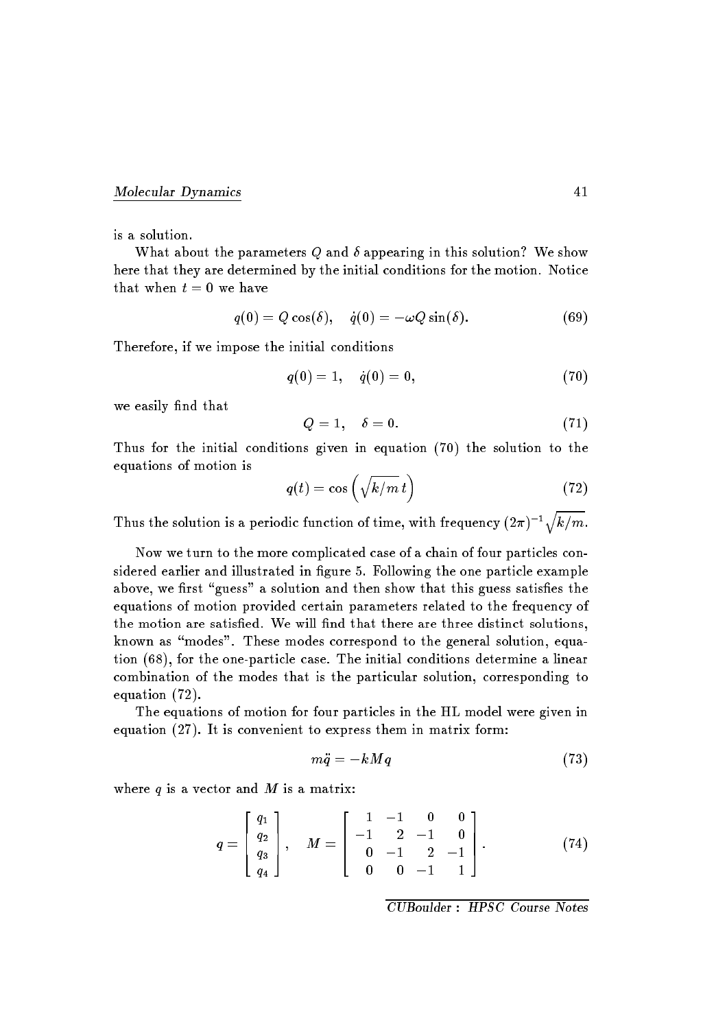is a solution.

What about the parameters $Q$ and $\delta$ appearing in this solution? We show here that they are determined by the initial conditions for the motion. Notice that when $t = 0$ we have

$$q(0) = Q\cos(\delta), \quad \dot{q}(0) = -\omega Q \sin(\delta). \tag{69}$$

Therefore, if we impose the initial conditions

$$q(0) = 1, \quad \dot{q}(0) = 0, \tag{70}$$

we easily find that

$$Q = 1, \quad \delta = 0. \tag{71}$$

Thus for the initial conditions given in equation (70) the solution to the equations of motion is

$$q(t) = \cos\left(\sqrt{k/m}\, t\right) \tag{72}$$

Thus the solution is a periodic function of time, with frequency $(2\pi)^{-1}\sqrt{k/m}$.

Now we turn to the more complicated case of a chain of four particles considered earlier and illustrated in figure 5. Following the one particle example above, we first "guess" a solution and then show that this guess satisfies the equations of motion provided certain parameters related to the frequency of the motion are satisfied. We will find that there are three distinct solutions, known as "modes". These modes correspond to the general solution, equation (68), for the one-particle case. The initial conditions determine a linear combination of the modes that is the particular solution, corresponding to equation (72).

The equations of motion for four particles in the HL model were given in equation (27). It is convenient to express them in matrix form:

$$m\ddot{q} = -kMq \tag{73}$$

where $q$ is a vector and $M$ is a matrix:

$$q = \begin{bmatrix} q_1 \\ q_2 \\ q_3 \\ q_4 \end{bmatrix}, \quad M = \begin{bmatrix} 1 & -1 & 0 & 0 \\ -1 & 2 & -1 & 0 \\ 0 & -1 & 2 & -1 \\ 0 & 0 & -1 & 1 \end{bmatrix}. \tag{74}$$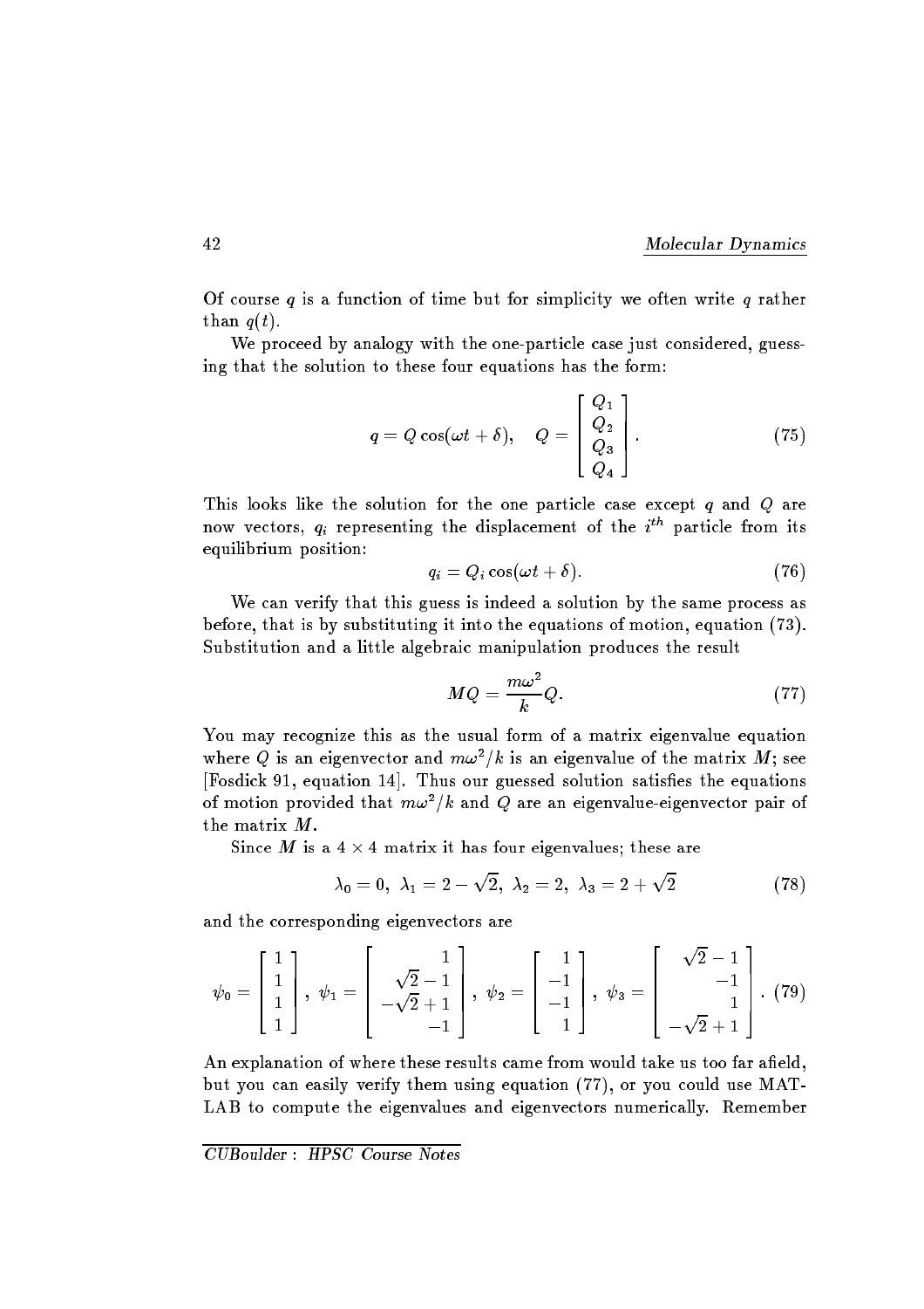Of course $q$ is a function of time but for simplicity we often write $q$ rather than $q(t)$.

We proceed by analogy with the one-particle case just considered, guessing that the solution to these four equations has the form:

$$q = Q\cos(\omega t + \delta), \quad Q = \begin{bmatrix} Q_1 \\ Q_2 \\ Q_3 \\ Q_4 \end{bmatrix}. \tag{75}$$

This looks like the solution for the one particle case except $q$ and $Q$ are now vectors, $q_i$ representing the displacement of the $i^{th}$ particle from its equilibrium position:

$$q_i = Q_i \cos(\omega t + \delta). \tag{76}$$

We can verify that this guess is indeed a solution by the same process as before, that is by substituting it into the equations of motion, equation (73). Substitution and a little algebraic manipulation produces the result

$$MQ = \frac{m\omega^2}{k} Q. \tag{77}$$

You may recognize this as the usual form of a matrix eigenvalue equation where $Q$ is an eigenvector and $m\omega^2/k$ is an eigenvalue of the matrix $M$; see [Fosdick 91, equation 14]. Thus our guessed solution satisfies the equations of motion provided that $m\omega^2/k$ and $Q$ are an eigenvalue-eigenvector pair of the matrix $M$.

Since $M$ is a $4 \times 4$ matrix it has four eigenvalues; these are

$$\lambda_0 = 0,\ \lambda_1 = 2 - \sqrt{2},\ \lambda_2 = 2,\ \lambda_3 = 2 + \sqrt{2} \tag{78}$$

and the corresponding eigenvectors are

$$\psi_0 = \begin{bmatrix} 1 \\ 1 \\ 1 \\ 1 \end{bmatrix},\ \psi_1 = \begin{bmatrix} 1 \\ \sqrt{2}-1 \\ -\sqrt{2}+1 \\ -1 \end{bmatrix},\ \psi_2 = \begin{bmatrix} 1 \\ -1 \\ -1 \\ 1 \end{bmatrix},\ \psi_3 = \begin{bmatrix} \sqrt{2}-1 \\ -1 \\ 1 \\ -\sqrt{2}+1 \end{bmatrix}. \tag{79}$$

An explanation of where these results came from would take us too far afield, but you can easily verify them using equation (77), or you could use MATLAB to compute the eigenvalues and eigenvectors numerically. Remember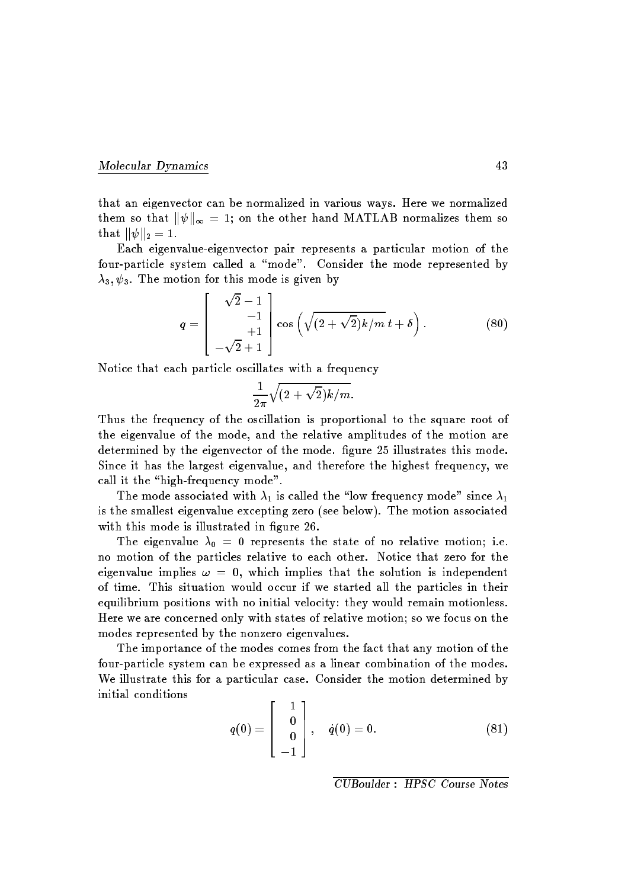that an eigenvector can be normalized in various ways. Here we normalized them so that $\|\psi\|_\infty = 1$; on the other hand MATLAB normalizes them so that $\|\psi\|_2 = 1$.

Each eigenvalue-eigenvector pair represents a particular motion of the four-particle system called a "mode". Consider the mode represented by $\lambda_3, \psi_3$. The motion for this mode is given by

$$q = \begin{bmatrix} \sqrt{2}-1 \\ -1 \\ +1 \\ -\sqrt{2}+1 \end{bmatrix} \cos\left(\sqrt{(2+\sqrt{2})k/m}\, t + \delta\right). \tag{80}$$

Notice that each particle oscillates with a frequency

$$\frac{1}{2\pi}\sqrt{(2+\sqrt{2})k/m}.$$

Thus the frequency of the oscillation is proportional to the square root of the eigenvalue of the mode, and the relative amplitudes of the motion are determined by the eigenvector of the mode. figure 25 illustrates this mode. Since it has the largest eigenvalue, and therefore the highest frequency, we call it the "high-frequency mode".

The mode associated with $\lambda_1$ is called the "low frequency mode" since $\lambda_1$ is the smallest eigenvalue excepting zero (see below). The motion associated with this mode is illustrated in figure 26.

The eigenvalue $\lambda_0 = 0$ represents the state of no relative motion; i.e. no motion of the particles relative to each other. Notice that zero for the eigenvalue implies $\omega = 0$, which implies that the solution is independent of time. This situation would occur if we started all the particles in their equilibrium positions with no initial velocity: they would remain motionless. Here we are concerned only with states of relative motion; so we focus on the modes represented by the nonzero eigenvalues.

The importance of the modes comes from the fact that any motion of the four-particle system can be expressed as a linear combination of the modes. We illustrate this for a particular case. Consider the motion determined by initial conditions

$$q(0) = \begin{bmatrix} 1 \\ 0 \\ 0 \\ -1 \end{bmatrix}, \quad \dot{q}(0) = 0. \tag{81}$$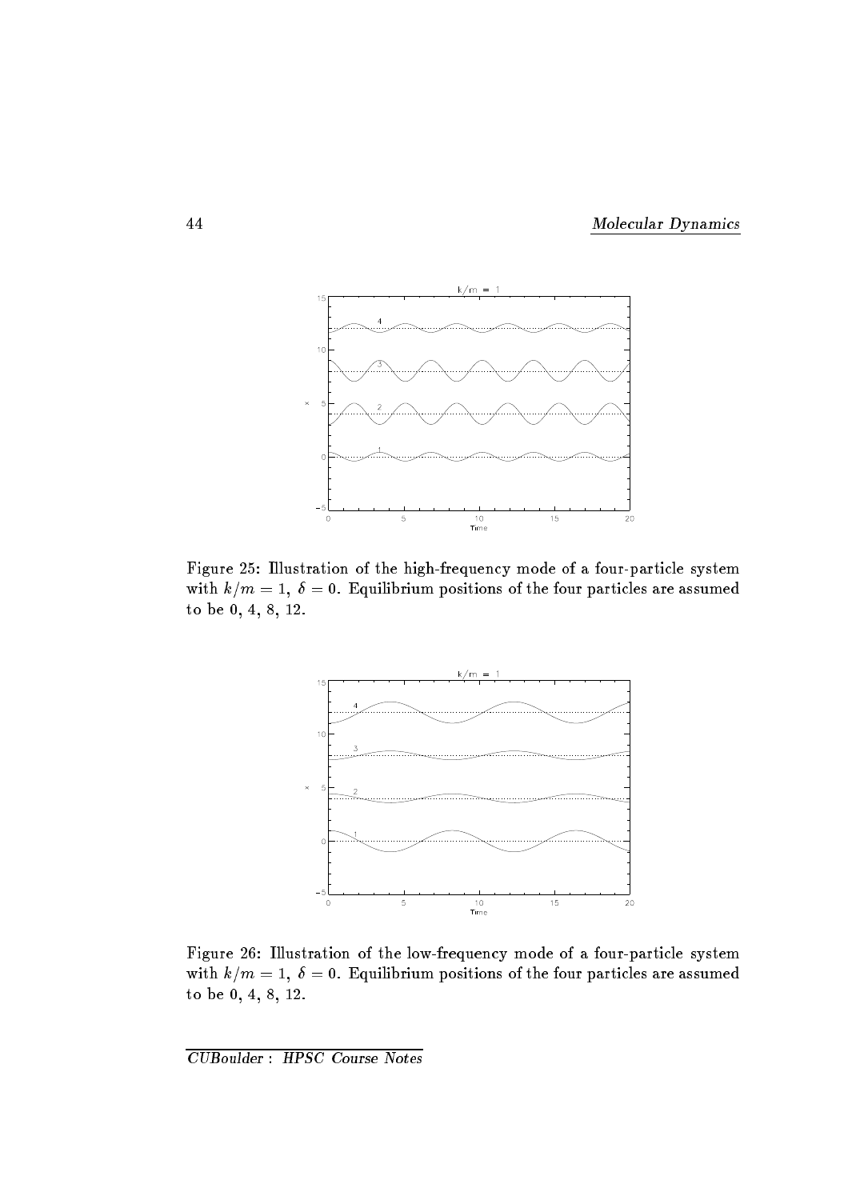Figure 25: Illustration of the high-frequency mode of a four-particle system with $k/m = 1$, $\delta = 0$. Equilibrium positions of the four particles are assumed to be 0, 4, 8, 12.

Figure 26: Illustration of the low-frequency mode of a four-particle system with $k/m = 1$, $\delta = 0$. Equilibrium positions of the four particles are assumed to be 0, 4, 8, 12.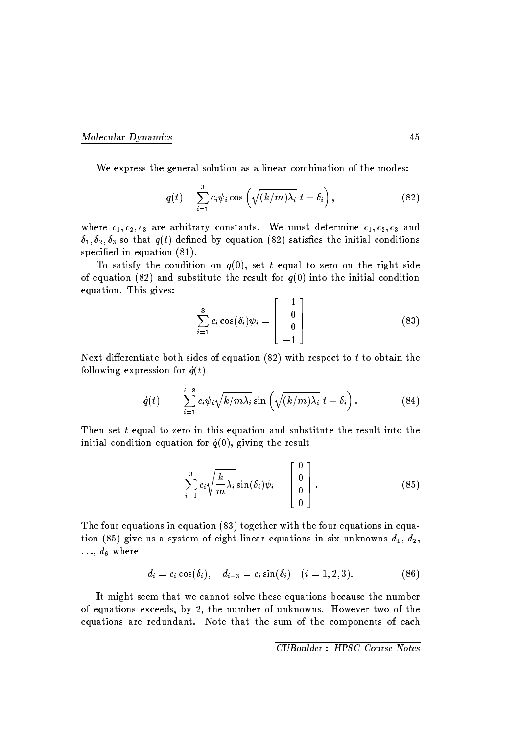We express the general solution as a linear combination of the modes:

$$q(t) = \sum_{i=1}^{3} c_i \psi_i \cos\left(\sqrt{(k/m)\lambda_i}\ t + \delta_i\right), \tag{82}$$

where $c_1, c_2, c_3$ are arbitrary constants. We must determine $c_1, c_2, c_3$ and $\delta_1, \delta_2, \delta_3$ so that $q(t)$ defined by equation (82) satisfies the initial conditions specified in equation (81).

To satisfy the condition on $q(0)$, set $t$ equal to zero on the right side of equation (82) and substitute the result for $q(0)$ into the initial condition equation. This gives:

$$\sum_{i=1}^{3} c_i \cos(\delta_i)\psi_i = \begin{bmatrix} 1 \\ 0 \\ 0 \\ -1 \end{bmatrix} \tag{83}$$

Next differentiate both sides of equation (82) with respect to $t$ to obtain the following expression for $\dot{q}(t)$

$$\dot{q}(t) = -\sum_{i=1}^{i=3} c_i \psi_i \sqrt{k/m\lambda_i} \sin\left(\sqrt{(k/m)\lambda_i}\ t + \delta_i\right). \tag{84}$$

Then set $t$ equal to zero in this equation and substitute the result into the initial condition equation for $\dot{q}(0)$, giving the result

$$\sum_{i=1}^{3} c_i \sqrt{\frac{k}{m}\lambda_i} \sin(\delta_i)\psi_i = \begin{bmatrix} 0 \\ 0 \\ 0 \\ 0 \end{bmatrix}. \tag{85}$$

The four equations in equation (83) together with the four equations in equation (85) give us a system of eight linear equations in six unknowns $d_1$, $d_2$, $\ldots$, $d_6$ where

$$d_i = c_i \cos(\delta_i), \quad d_{i+3} = c_i \sin(\delta_i) \quad (i = 1, 2, 3). \tag{86}$$

It might seem that we cannot solve these equations because the number of equations exceeds, by 2, the number of unknowns. However two of the equations are redundant. Note that the sum of the components of each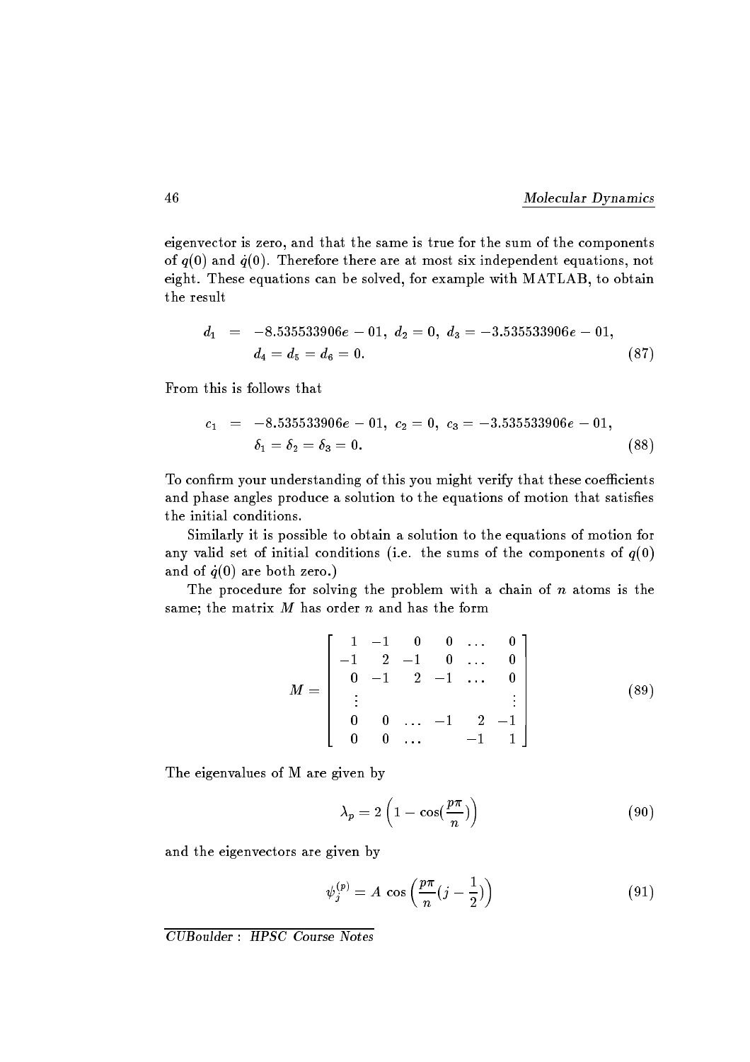eigenvector is zero, and that the same is true for the sum of the components of $q(0)$ and $\dot{q}(0)$. Therefore there are at most six independent equations, not eight. These equations can be solved, for example with MATLAB, to obtain the result

$$
\begin{aligned}
d_1 &= -8.535533906e-01,\ d_2 = 0,\ d_3 = -3.535533906e-01, \\
&\quad d_4 = d_5 = d_6 = 0.
\end{aligned} \tag{87}
$$

From this is follows that

$$
\begin{aligned}
c_1 &= -8.535533906e-01,\ c_2 = 0,\ c_3 = -3.535533906e-01, \\
&\quad \delta_1 = \delta_2 = \delta_3 = 0.
\end{aligned} \tag{88}
$$

To confirm your understanding of this you might verify that these coefficients and phase angles produce a solution to the equations of motion that satisfies the initial conditions.

Similarly it is possible to obtain a solution to the equations of motion for any valid set of initial conditions (i.e. the sums of the components of $q(0)$ and of $\dot{q}(0)$ are both zero.)

The procedure for solving the problem with a chain of $n$ atoms is the same; the matrix $M$ has order $n$ and has the form

$$
M = \begin{bmatrix}
1 & -1 & 0 & 0 & \dots & 0 \\
-1 & 2 & -1 & 0 & \dots & 0 \\
0 & -1 & 2 & -1 & \dots & 0 \\
\vdots & & & & & \vdots \\
0 & 0 & \dots & -1 & 2 & -1 \\
0 & 0 & \dots & & -1 & 1
\end{bmatrix} \tag{89}
$$

The eigenvalues of M are given by

$$
\lambda_p = 2\left(1 - \cos(\frac{p\pi}{n})\right) \tag{90}
$$

and the eigenvectors are given by

$$
\psi_j^{(p)} = A\,\cos\left(\frac{p\pi}{n}(j - \frac{1}{2})\right) \tag{91}
$$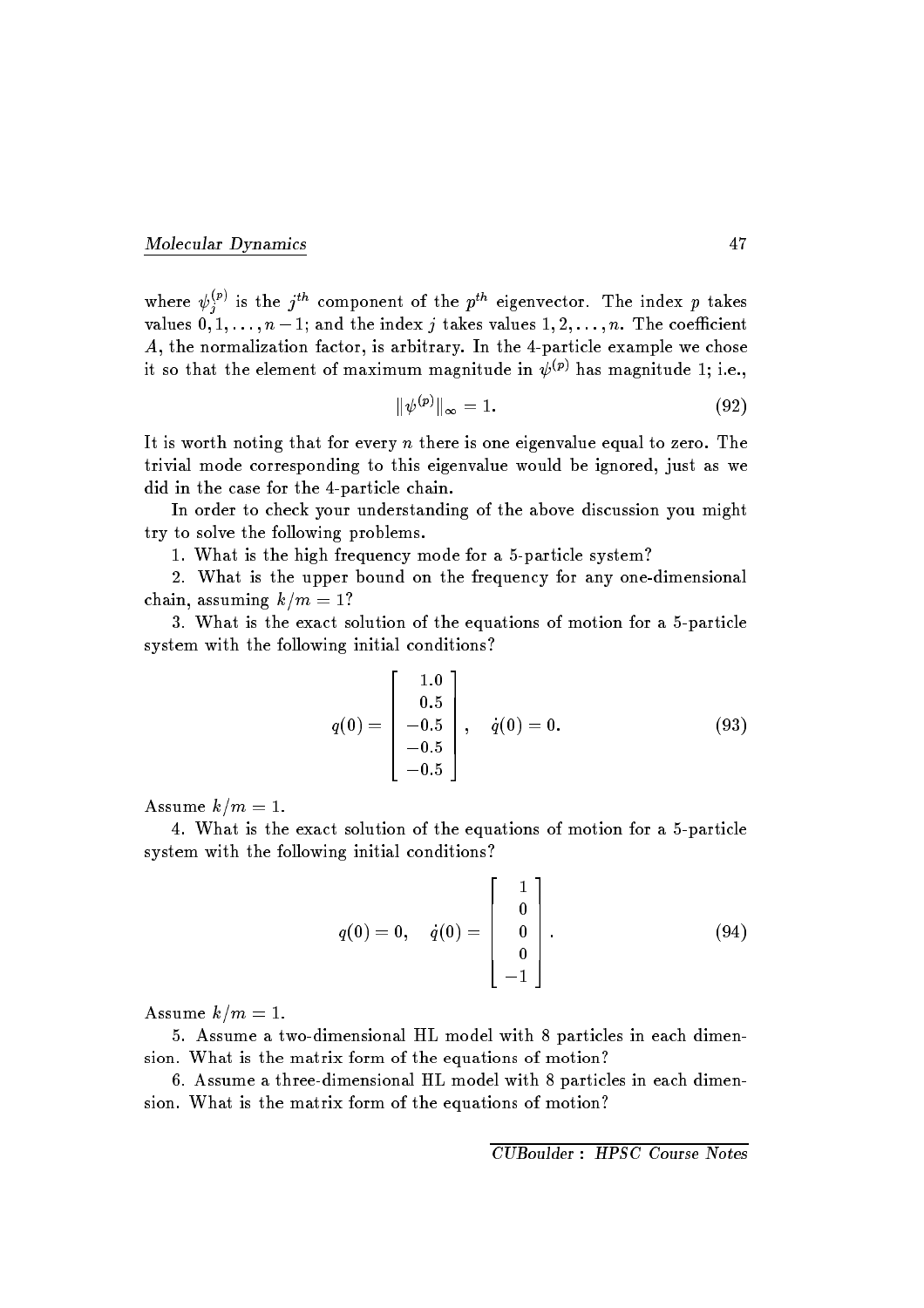where $\psi_j^{(p)}$ is the $j^{th}$ component of the $p^{th}$ eigenvector. The index $p$ takes values $0, 1, \ldots, n-1$; and the index $j$ takes values $1, 2, \ldots, n$. The coefficient $A$, the normalization factor, is arbitrary. In the 4-particle example we chose it so that the element of maximum magnitude in $\psi^{(p)}$ has magnitude 1; i.e.,

$$\|\psi^{(p)}\|_\infty = 1. \tag{92}$$

It is worth noting that for every $n$ there is one eigenvalue equal to zero. The trivial mode corresponding to this eigenvalue would be ignored, just as we did in the case for the 4-particle chain.

In order to check your understanding of the above discussion you might try to solve the following problems.

1. What is the high frequency mode for a 5-particle system?

2. What is the upper bound on the frequency for any one-dimensional chain, assuming $k/m = 1$?

3. What is the exact solution of the equations of motion for a 5-particle system with the following initial conditions?

$$q(0) = \begin{bmatrix} 1.0 \\ 0.5 \\ -0.5 \\ -0.5 \\ -0.5 \end{bmatrix}, \quad \dot{q}(0) = 0. \tag{93}$$

Assume $k/m = 1$.

4. What is the exact solution of the equations of motion for a 5-particle system with the following initial conditions?

$$q(0) = 0, \quad \dot{q}(0) = \begin{bmatrix} 1 \\ 0 \\ 0 \\ 0 \\ -1 \end{bmatrix}. \tag{94}$$

Assume $k/m = 1$.

5. Assume a two-dimensional HL model with 8 particles in each dimension. What is the matrix form of the equations of motion?

6. Assume a three-dimensional HL model with 8 particles in each dimension. What is the matrix form of the equations of motion?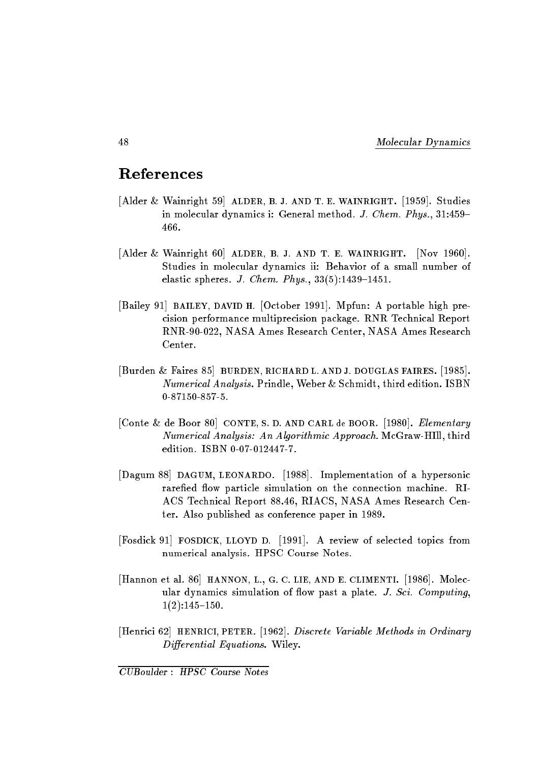## References

[Alder & Wainright 59] ALDER, B. J. AND T. E. WAINRIGHT. [1959]. Studies in molecular dynamics i: General method. *J. Chem. Phys.*, 31:459–466.

[Alder & Wainright 60] ALDER, B. J. AND T. E. WAINRIGHT. [Nov 1960]. Studies in molecular dynamics ii: Behavior of a small number of elastic spheres. *J. Chem. Phys.*, 33(5):1439–1451.

[Bailey 91] BAILEY, DAVID H. [October 1991]. Mpfun: A portable high precision performance multiprecision package. RNR Technical Report RNR-90-022, NASA Ames Research Center, NASA Ames Research Center.

[Burden & Faires 85] BURDEN, RICHARD L. AND J. DOUGLAS FAIRES. [1985]. *Numerical Analysis.* Prindle, Weber & Schmidt, third edition. ISBN 0-87150-857-5.

[Conte & de Boor 80] CONTE, S. D. AND CARL de BOOR. [1980]. *Elementary Numerical Analysis: An Algorithmic Approach.* McGraw-HIll, third edition. ISBN 0-07-012447-7.

[Dagum 88] DAGUM, LEONARDO. [1988]. Implementation of a hypersonic rarefied flow particle simulation on the connection machine. RIACS Technical Report 88.46, RIACS, NASA Ames Research Center. Also published as conference paper in 1989.

[Fosdick 91] FOSDICK, LLOYD D. [1991]. A review of selected topics from numerical analysis. HPSC Course Notes.

[Hannon et al. 86] HANNON, L., G. C. LIE, AND E. CLIMENTI. [1986]. Molecular dynamics simulation of flow past a plate. *J. Sci. Computing*, 1(2):145–150.

[Henrici 62] HENRICI, PETER. [1962]. *Discrete Variable Methods in Ordinary Differential Equations.* Wiley.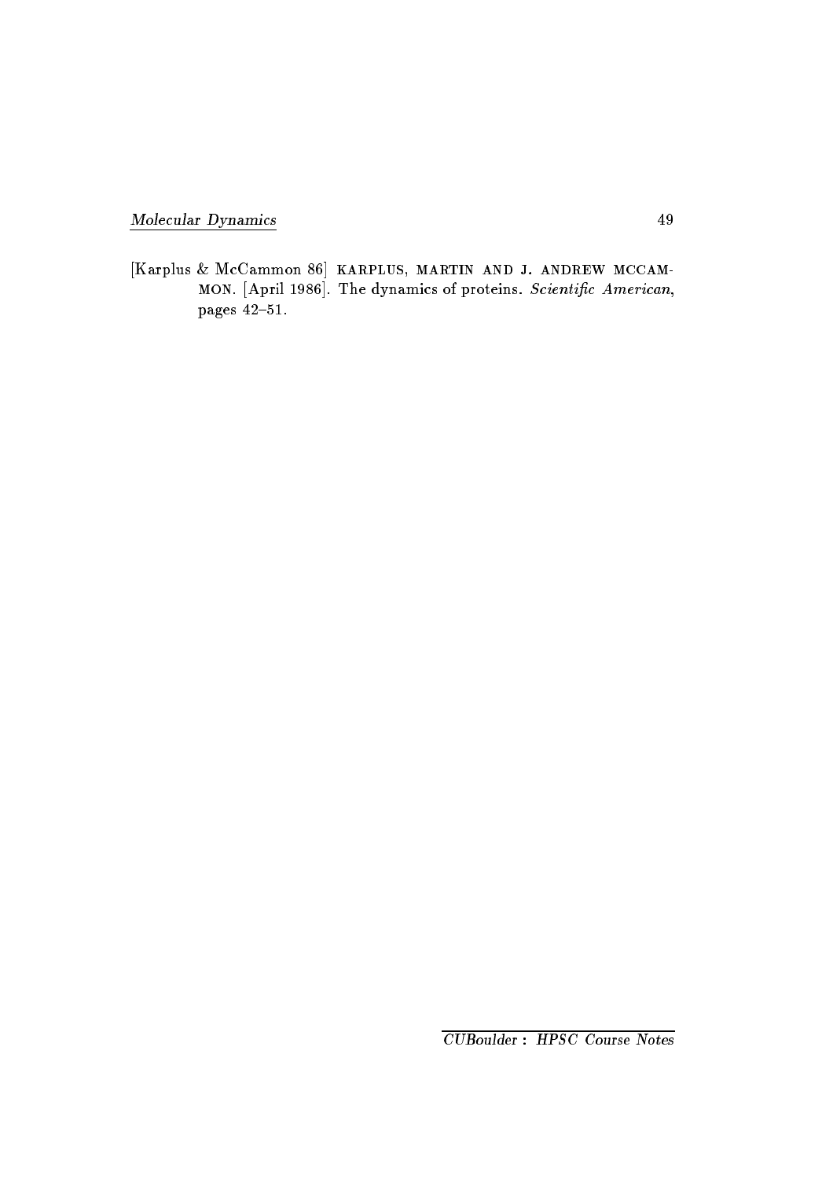[Karplus & McCammon 86] KARPLUS, MARTIN AND J. ANDREW MCCAMMON. [April 1986]. The dynamics of proteins. *Scientific American*, pages 42–51.